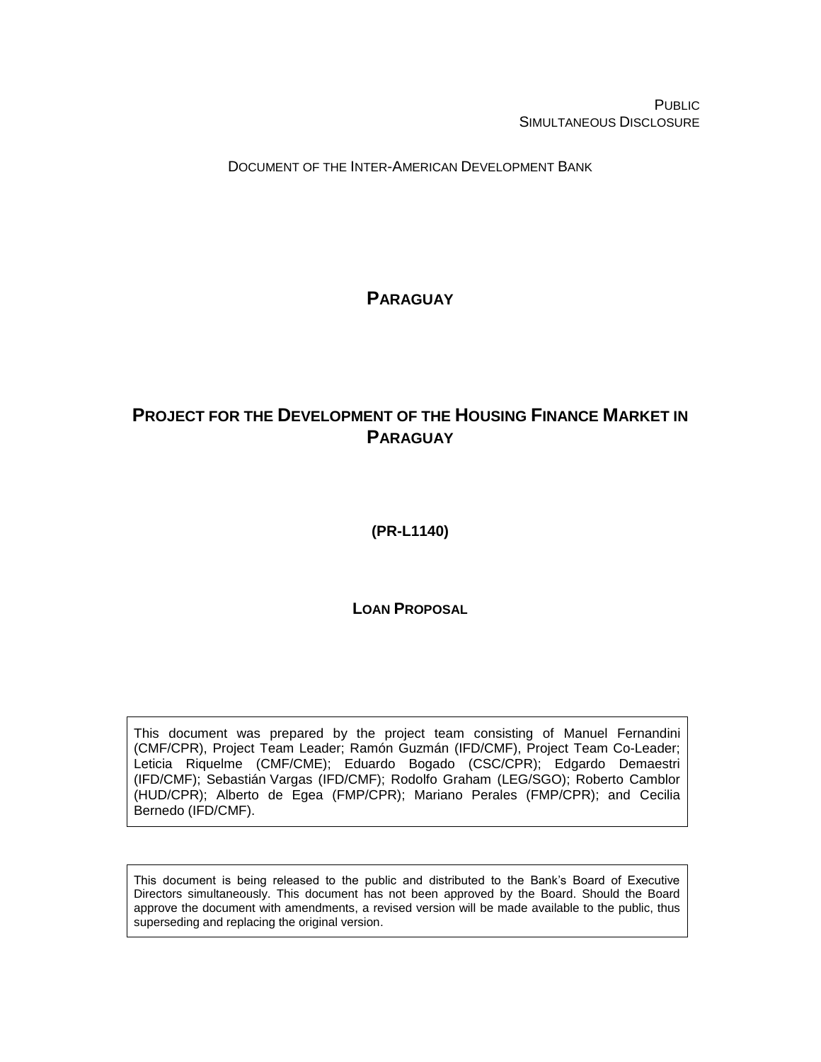PUBLIC
SIMULTANEOUS DISCLOSURE

DOCUMENT OF THE INTER-AMERICAN DEVELOPMENT BANK

# PARAGUAY

# PROJECT FOR THE DEVELOPMENT OF THE HOUSING FINANCE MARKET IN PARAGUAY

**(PR-L1140)**

**LOAN PROPOSAL**

This document was prepared by the project team consisting of Manuel Fernandini (CMF/CPR), Project Team Leader; Ramón Guzmán (IFD/CMF), Project Team Co-Leader; Leticia Riquelme (CMF/CME); Eduardo Bogado (CSC/CPR); Edgardo Demaestri (IFD/CMF); Sebastián Vargas (IFD/CMF); Rodolfo Graham (LEG/SGO); Roberto Camblor (HUD/CPR); Alberto de Egea (FMP/CPR); Mariano Perales (FMP/CPR); and Cecilia Bernedo (IFD/CMF).

This document is being released to the public and distributed to the Bank's Board of Executive Directors simultaneously. This document has not been approved by the Board. Should the Board approve the document with amendments, a revised version will be made available to the public, thus superseding and replacing the original version.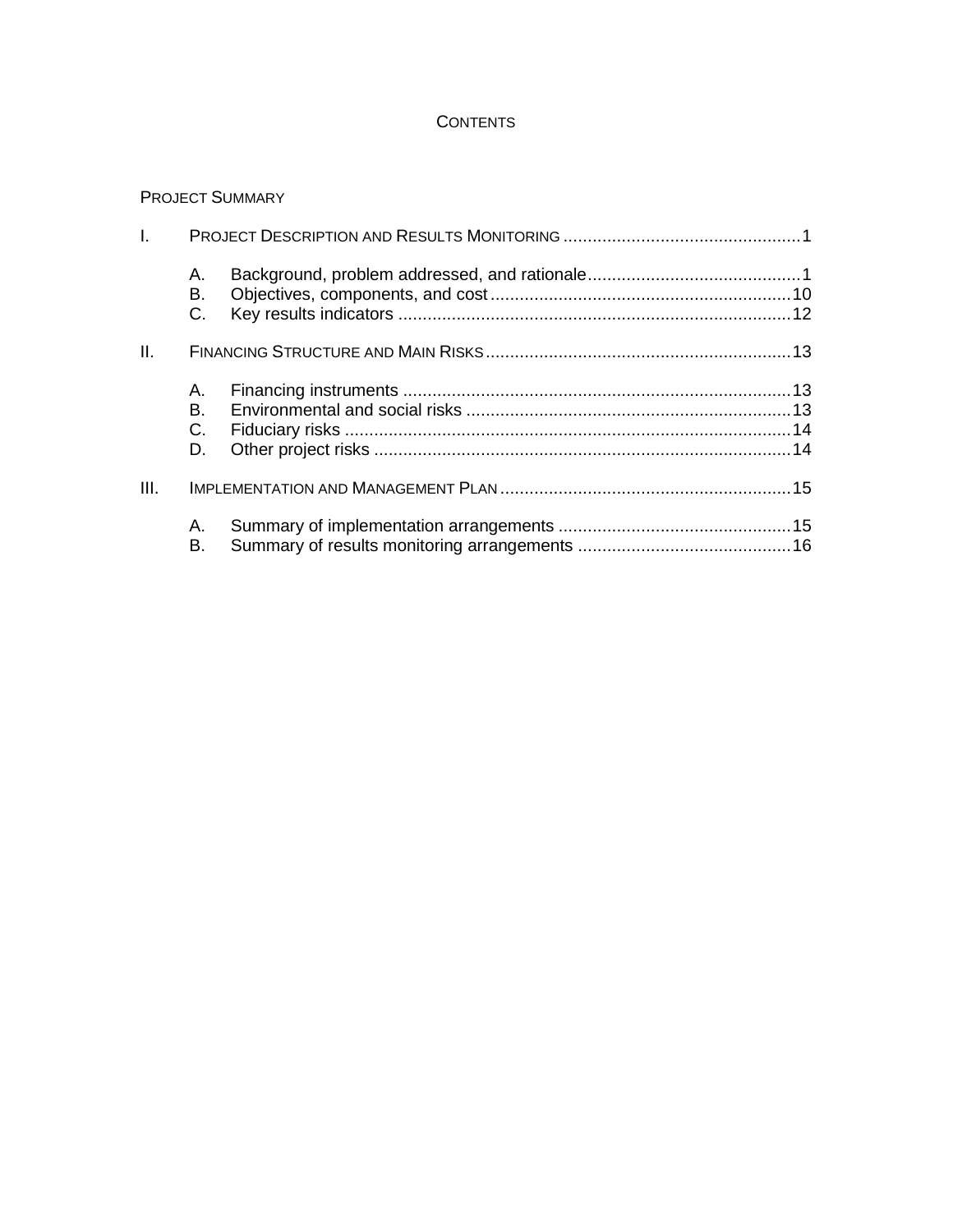# CONTENTS

PROJECT SUMMARY

I. PROJECT DESCRIPTION AND RESULTS MONITORING ........ 1

- A. Background, problem addressed, and rationale ........ 1
- B. Objectives, components, and cost ........ 10
- C. Key results indicators ........ 12

II. FINANCING STRUCTURE AND MAIN RISKS ........ 13

- A. Financing instruments ........ 13
- B. Environmental and social risks ........ 13
- C. Fiduciary risks ........ 14
- D. Other project risks ........ 14

III. IMPLEMENTATION AND MANAGEMENT PLAN ........ 15

- A. Summary of implementation arrangements ........ 15
- B. Summary of results monitoring arrangements ........ 16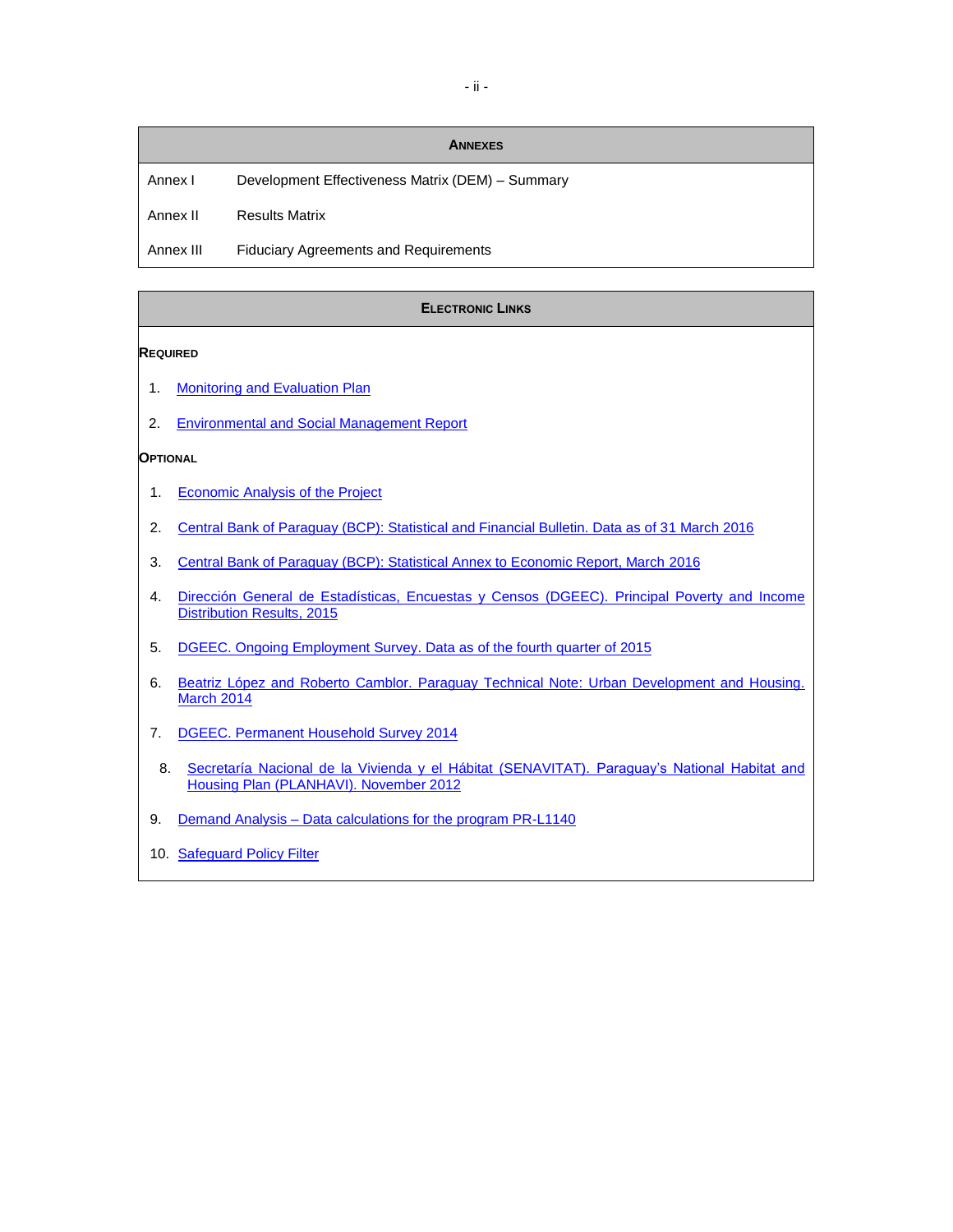## ANNEXES

| | |
|---|---|
| Annex I | Development Effectiveness Matrix (DEM) – Summary |
| Annex II | Results Matrix |
| Annex III | Fiduciary Agreements and Requirements |

## ELECTRONIC LINKS

### REQUIRED

1. Monitoring and Evaluation Plan
2. Environmental and Social Management Report

### OPTIONAL

1. Economic Analysis of the Project
2. Central Bank of Paraguay (BCP): Statistical and Financial Bulletin. Data as of 31 March 2016
3. Central Bank of Paraguay (BCP): Statistical Annex to Economic Report, March 2016
4. Dirección General de Estadísticas, Encuestas y Censos (DGEEC). Principal Poverty and Income Distribution Results, 2015
5. DGEEC. Ongoing Employment Survey. Data as of the fourth quarter of 2015
6. Beatriz López and Roberto Camblor. Paraguay Technical Note: Urban Development and Housing. March 2014
7. DGEEC. Permanent Household Survey 2014
8. Secretaría Nacional de la Vivienda y el Hábitat (SENAVITAT). Paraguay's National Habitat and Housing Plan (PLANHAVI). November 2012
9. Demand Analysis – Data calculations for the program PR-L1140
10. Safeguard Policy Filter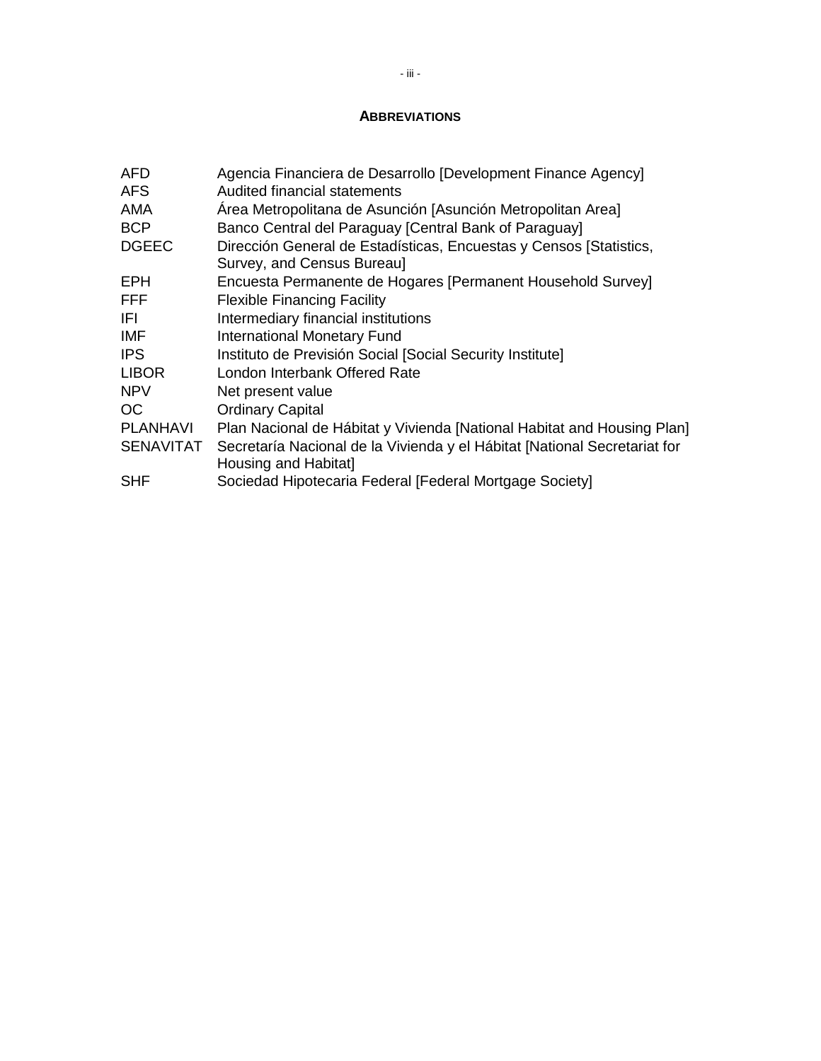## ABBREVIATIONS

| | |
|---|---|
| AFD | Agencia Financiera de Desarrollo [Development Finance Agency] |
| AFS | Audited financial statements |
| AMA | Área Metropolitana de Asunción [Asunción Metropolitan Area] |
| BCP | Banco Central del Paraguay [Central Bank of Paraguay] |
| DGEEC | Dirección General de Estadísticas, Encuestas y Censos [Statistics, Survey, and Census Bureau] |
| EPH | Encuesta Permanente de Hogares [Permanent Household Survey] |
| FFF | Flexible Financing Facility |
| IFI | Intermediary financial institutions |
| IMF | International Monetary Fund |
| IPS | Instituto de Previsión Social [Social Security Institute] |
| LIBOR | London Interbank Offered Rate |
| NPV | Net present value |
| OC | Ordinary Capital |
| PLANHAVI | Plan Nacional de Hábitat y Vivienda [National Habitat and Housing Plan] |
| SENAVITAT | Secretaría Nacional de la Vivienda y el Hábitat [National Secretariat for Housing and Habitat] |
| SHF | Sociedad Hipotecaria Federal [Federal Mortgage Society] |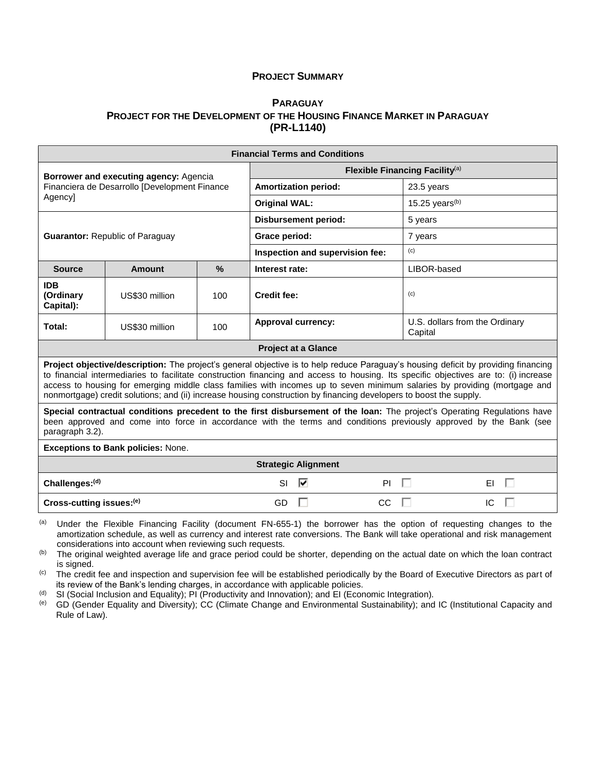# PROJECT SUMMARY

## PARAGUAY
## PROJECT FOR THE DEVELOPMENT OF THE HOUSING FINANCE MARKET IN PARAGUAY (PR-L1140)

| Financial Terms and Conditions | | | | |
|---|---|---|---|---|
| **Borrower and executing agency:** Agencia Financiera de Desarrollo [Development Finance Agency] | | | **Flexible Financing Facility**[a] | |
| | | | **Amortization period:** | 23.5 years |
| | | | **Original WAL:** | 15.25 years[b] |
| **Guarantor:** Republic of Paraguay | | | **Disbursement period:** | 5 years |
| | | | **Grace period:** | 7 years |
| | | | **Inspection and supervision fee:** | [c] |
| **Source** | **Amount** | **%** | **Interest rate:** | LIBOR-based |
| **IDB (Ordinary Capital):** | US$30 million | 100 | **Credit fee:** | [c] |
| **Total:** | US$30 million | 100 | **Approval currency:** | U.S. dollars from the Ordinary Capital |

| Project at a Glance |
|---|
| **Project objective/description:** The project's general objective is to help reduce Paraguay's housing deficit by providing financing to financial intermediaries to facilitate construction financing and access to housing. Its specific objectives are to: (i) increase access to housing for emerging middle class families with incomes up to seven minimum salaries by providing (mortgage and nonmortgage) credit solutions; and (ii) increase housing construction by financing developers to boost the supply. |
| **Special contractual conditions precedent to the first disbursement of the loan:** The project's Operating Regulations have been approved and come into force in accordance with the terms and conditions previously approved by the Bank (see paragraph 3.2). |
| **Exceptions to Bank policies:** None. |

| Strategic Alignment | | | |
|---|---|---|---|
| **Challenges:**[d] | SI ☑ | PI ☐ | EI ☐ |
| **Cross-cutting issues:**[e] | GD ☐ | CC ☐ | IC ☐ |

[a] Under the Flexible Financing Facility (document FN-655-1) the borrower has the option of requesting changes to the amortization schedule, as well as currency and interest rate conversions. The Bank will take operational and risk management considerations into account when reviewing such requests.

[b] The original weighted average life and grace period could be shorter, depending on the actual date on which the loan contract is signed.

[c] The credit fee and inspection and supervision fee will be established periodically by the Board of Executive Directors as part of its review of the Bank's lending charges, in accordance with applicable policies.

[d] SI (Social Inclusion and Equality); PI (Productivity and Innovation); and EI (Economic Integration).

[e] GD (Gender Equality and Diversity); CC (Climate Change and Environmental Sustainability); and IC (Institutional Capacity and Rule of Law).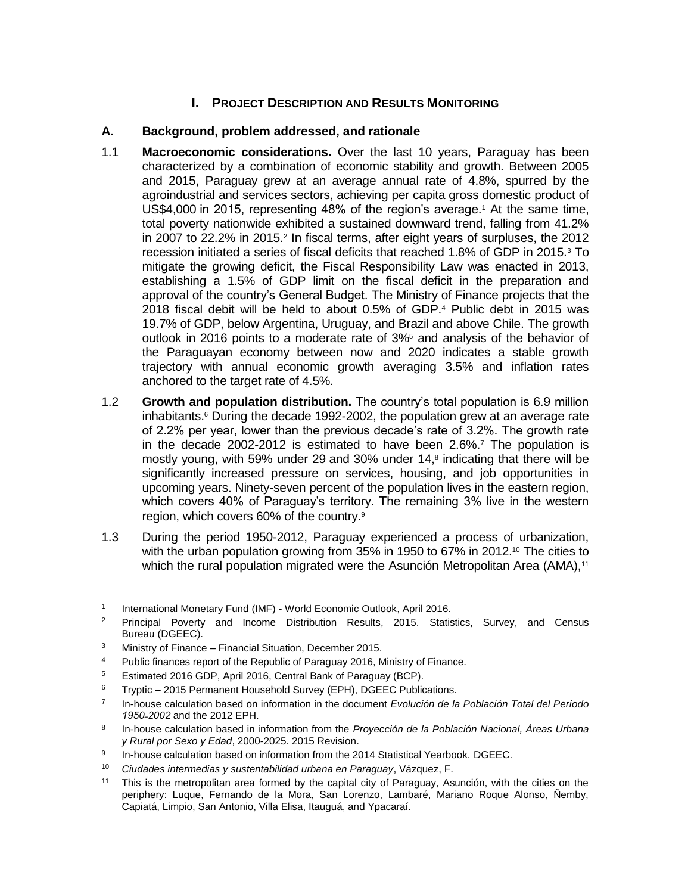# I. PROJECT DESCRIPTION AND RESULTS MONITORING

## A. Background, problem addressed, and rationale

1.1 **Macroeconomic considerations.** Over the last 10 years, Paraguay has been characterized by a combination of economic stability and growth. Between 2005 and 2015, Paraguay grew at an average annual rate of 4.8%, spurred by the agroindustrial and services sectors, achieving per capita gross domestic product of US$4,000 in 2015, representing 48% of the region's average.[1] At the same time, total poverty nationwide exhibited a sustained downward trend, falling from 41.2% in 2007 to 22.2% in 2015.[2] In fiscal terms, after eight years of surpluses, the 2012 recession initiated a series of fiscal deficits that reached 1.8% of GDP in 2015.[3] To mitigate the growing deficit, the Fiscal Responsibility Law was enacted in 2013, establishing a 1.5% of GDP limit on the fiscal deficit in the preparation and approval of the country's General Budget. The Ministry of Finance projects that the 2018 fiscal debit will be held to about 0.5% of GDP.[4] Public debt in 2015 was 19.7% of GDP, below Argentina, Uruguay, and Brazil and above Chile. The growth outlook in 2016 points to a moderate rate of 3%[5] and analysis of the behavior of the Paraguayan economy between now and 2020 indicates a stable growth trajectory with annual economic growth averaging 3.5% and inflation rates anchored to the target rate of 4.5%.

1.2 **Growth and population distribution.** The country's total population is 6.9 million inhabitants.[6] During the decade 1992-2002, the population grew at an average rate of 2.2% per year, lower than the previous decade's rate of 3.2%. The growth rate in the decade 2002-2012 is estimated to have been 2.6%.[7] The population is mostly young, with 59% under 29 and 30% under 14,[8] indicating that there will be significantly increased pressure on services, housing, and job opportunities in upcoming years. Ninety-seven percent of the population lives in the eastern region, which covers 40% of Paraguay's territory. The remaining 3% live in the western region, which covers 60% of the country.[9]

1.3 During the period 1950-2012, Paraguay experienced a process of urbanization, with the urban population growing from 35% in 1950 to 67% in 2012.[10] The cities to which the rural population migrated were the Asunción Metropolitan Area (AMA),[11]

---

[1] International Monetary Fund (IMF) - World Economic Outlook, April 2016.

[2] Principal Poverty and Income Distribution Results, 2015. Statistics, Survey, and Census Bureau (DGEEC).

[3] Ministry of Finance – Financial Situation, December 2015.

[4] Public finances report of the Republic of Paraguay 2016, Ministry of Finance.

[5] Estimated 2016 GDP, April 2016, Central Bank of Paraguay (BCP).

[6] Tryptic – 2015 Permanent Household Survey (EPH), DGEEC Publications.

[7] In-house calculation based on information in the document *Evolución de la Población Total del Período 1950-2002* and the 2012 EPH.

[8] In-house calculation based in information from the *Proyección de la Población Nacional, Áreas Urbana y Rural por Sexo y Edad*, 2000-2025. 2015 Revision.

[9] In-house calculation based on information from the 2014 Statistical Yearbook. DGEEC.

[10] *Ciudades intermedias y sustentabilidad urbana en Paraguay*, Vázquez, F.

[11] This is the metropolitan area formed by the capital city of Paraguay, Asunción, with the cities on the periphery: Luque, Fernando de la Mora, San Lorenzo, Lambaré, Mariano Roque Alonso, Ñemby, Capiatá, Limpio, San Antonio, Villa Elisa, Itauguá, and Ypacaraí.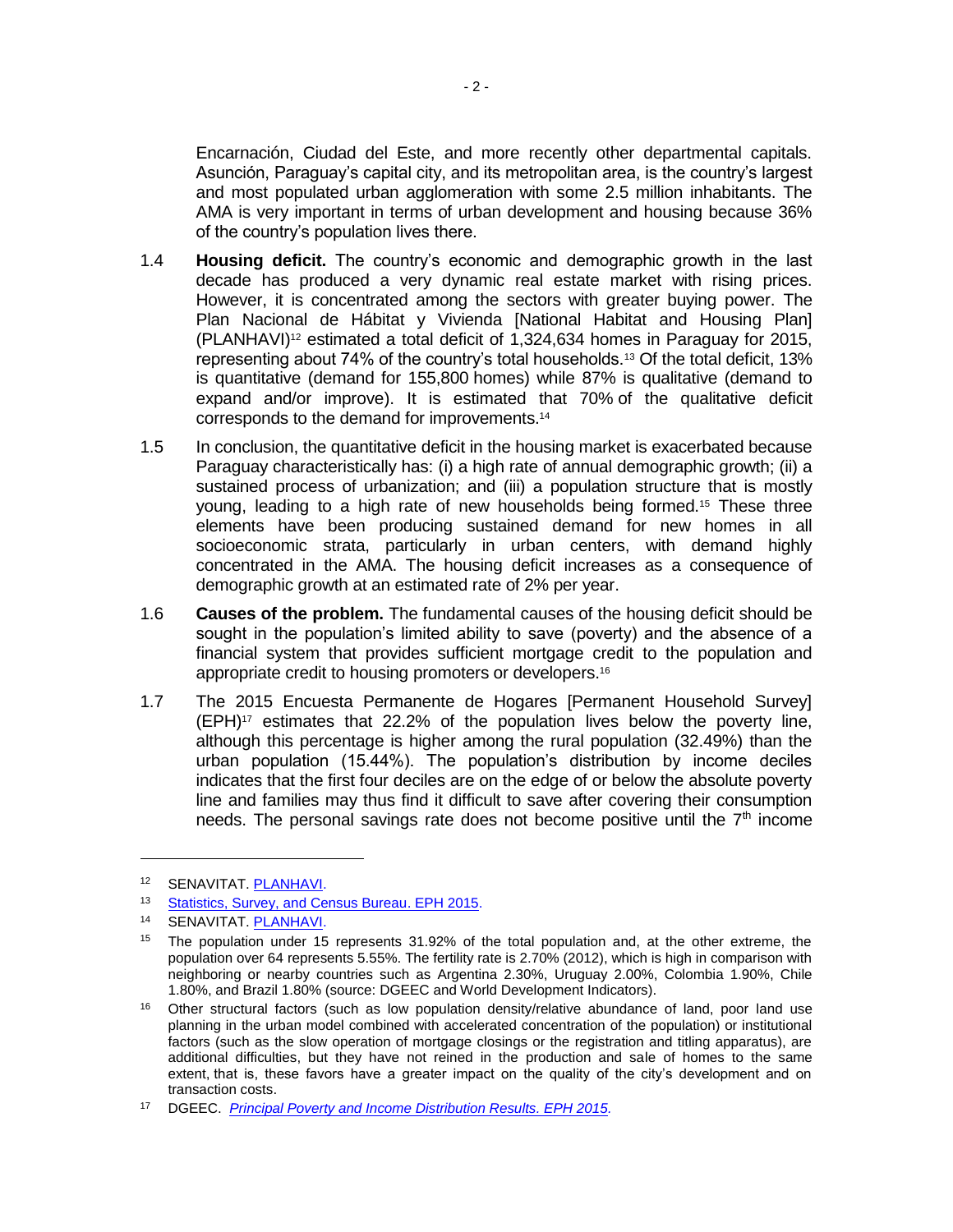Encarnación, Ciudad del Este, and more recently other departmental capitals. Asunción, Paraguay's capital city, and its metropolitan area, is the country's largest and most populated urban agglomeration with some 2.5 million inhabitants. The AMA is very important in terms of urban development and housing because 36% of the country's population lives there.

1.4 **Housing deficit.** The country's economic and demographic growth in the last decade has produced a very dynamic real estate market with rising prices. However, it is concentrated among the sectors with greater buying power. The Plan Nacional de Hábitat y Vivienda [National Habitat and Housing Plan] (PLANHAVI)[12] estimated a total deficit of 1,324,634 homes in Paraguay for 2015, representing about 74% of the country's total households.[13] Of the total deficit, 13% is quantitative (demand for 155,800 homes) while 87% is qualitative (demand to expand and/or improve). It is estimated that 70% of the qualitative deficit corresponds to the demand for improvements.[14]

1.5 In conclusion, the quantitative deficit in the housing market is exacerbated because Paraguay characteristically has: (i) a high rate of annual demographic growth; (ii) a sustained process of urbanization; and (iii) a population structure that is mostly young, leading to a high rate of new households being formed.[15] These three elements have been producing sustained demand for new homes in all socioeconomic strata, particularly in urban centers, with demand highly concentrated in the AMA. The housing deficit increases as a consequence of demographic growth at an estimated rate of 2% per year.

1.6 **Causes of the problem.** The fundamental causes of the housing deficit should be sought in the population's limited ability to save (poverty) and the absence of a financial system that provides sufficient mortgage credit to the population and appropriate credit to housing promoters or developers.[16]

1.7 The 2015 Encuesta Permanente de Hogares [Permanent Household Survey] (EPH)[17] estimates that 22.2% of the population lives below the poverty line, although this percentage is higher among the rural population (32.49%) than the urban population (15.44%). The population's distribution by income deciles indicates that the first four deciles are on the edge of or below the absolute poverty line and families may thus find it difficult to save after covering their consumption needs. The personal savings rate does not become positive until the 7th income

---

[12] SENAVITAT. PLANHAVI.

[13] Statistics, Survey, and Census Bureau. EPH 2015.

[14] SENAVITAT. PLANHAVI.

[15] The population under 15 represents 31.92% of the total population and, at the other extreme, the population over 64 represents 5.55%. The fertility rate is 2.70% (2012), which is high in comparison with neighboring or nearby countries such as Argentina 2.30%, Uruguay 2.00%, Colombia 1.90%, Chile 1.80%, and Brazil 1.80% (source: DGEEC and World Development Indicators).

[16] Other structural factors (such as low population density/relative abundance of land, poor land use planning in the urban model combined with accelerated concentration of the population) or institutional factors (such as the slow operation of mortgage closings or the registration and titling apparatus), are additional difficulties, but they have not reined in the production and sale of homes to the same extent, that is, these favors have a greater impact on the quality of the city's development and on transaction costs.

[17] DGEEC. *Principal Poverty and Income Distribution Results. EPH 2015.*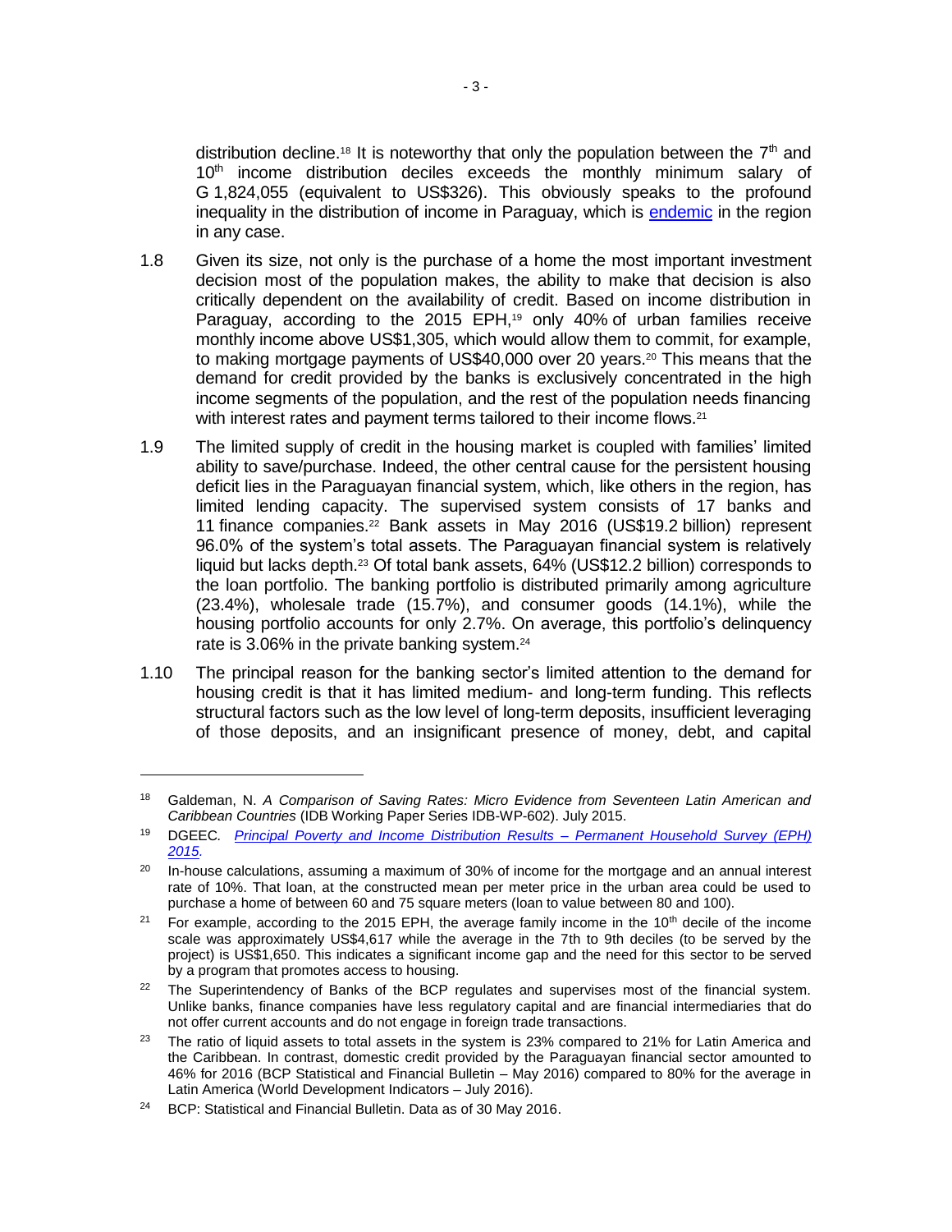distribution decline.[18] It is noteworthy that only the population between the 7th and 10th income distribution deciles exceeds the monthly minimum salary of G 1,824,055 (equivalent to US$326). This obviously speaks to the profound inequality in the distribution of income in Paraguay, which is endemic in the region in any case.

1.8 Given its size, not only is the purchase of a home the most important investment decision most of the population makes, the ability to make that decision is also critically dependent on the availability of credit. Based on income distribution in Paraguay, according to the 2015 EPH,[19] only 40% of urban families receive monthly income above US$1,305, which would allow them to commit, for example, to making mortgage payments of US$40,000 over 20 years.[20] This means that the demand for credit provided by the banks is exclusively concentrated in the high income segments of the population, and the rest of the population needs financing with interest rates and payment terms tailored to their income flows.[21]

1.9 The limited supply of credit in the housing market is coupled with families' limited ability to save/purchase. Indeed, the other central cause for the persistent housing deficit lies in the Paraguayan financial system, which, like others in the region, has limited lending capacity. The supervised system consists of 17 banks and 11 finance companies.[22] Bank assets in May 2016 (US$19.2 billion) represent 96.0% of the system's total assets. The Paraguayan financial system is relatively liquid but lacks depth.[23] Of total bank assets, 64% (US$12.2 billion) corresponds to the loan portfolio. The banking portfolio is distributed primarily among agriculture (23.4%), wholesale trade (15.7%), and consumer goods (14.1%), while the housing portfolio accounts for only 2.7%. On average, this portfolio's delinquency rate is 3.06% in the private banking system.[24]

1.10 The principal reason for the banking sector's limited attention to the demand for housing credit is that it has limited medium- and long-term funding. This reflects structural factors such as the low level of long-term deposits, insufficient leveraging of those deposits, and an insignificant presence of money, debt, and capital

---

[18] Galdeman, N. *A Comparison of Saving Rates: Micro Evidence from Seventeen Latin American and Caribbean Countries* (IDB Working Paper Series IDB-WP-602). July 2015.

[19] DGEEC. *Principal Poverty and Income Distribution Results – Permanent Household Survey (EPH) 2015.*

[20] In-house calculations, assuming a maximum of 30% of income for the mortgage and an annual interest rate of 10%. That loan, at the constructed mean per meter price in the urban area could be used to purchase a home of between 60 and 75 square meters (loan to value between 80 and 100).

[21] For example, according to the 2015 EPH, the average family income in the 10th decile of the income scale was approximately US$4,617 while the average in the 7th to 9th deciles (to be served by the project) is US$1,650. This indicates a significant income gap and the need for this sector to be served by a program that promotes access to housing.

[22] The Superintendency of Banks of the BCP regulates and supervises most of the financial system. Unlike banks, finance companies have less regulatory capital and are financial intermediaries that do not offer current accounts and do not engage in foreign trade transactions.

[23] The ratio of liquid assets to total assets in the system is 23% compared to 21% for Latin America and the Caribbean. In contrast, domestic credit provided by the Paraguayan financial sector amounted to 46% for 2016 (BCP Statistical and Financial Bulletin – May 2016) compared to 80% for the average in Latin America (World Development Indicators – July 2016).

[24] BCP: Statistical and Financial Bulletin. Data as of 30 May 2016.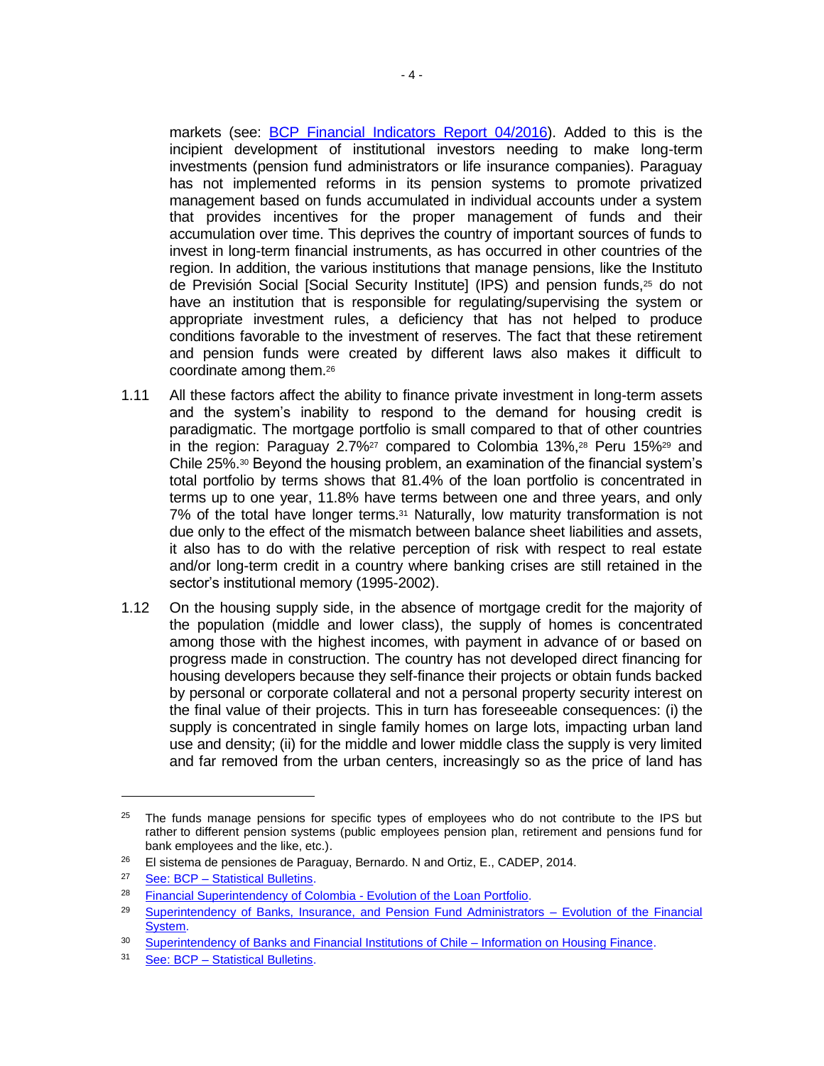markets (see: [BCP Financial Indicators Report 04/2016]). Added to this is the incipient development of institutional investors needing to make long-term investments (pension fund administrators or life insurance companies). Paraguay has not implemented reforms in its pension systems to promote privatized management based on funds accumulated in individual accounts under a system that provides incentives for the proper management of funds and their accumulation over time. This deprives the country of important sources of funds to invest in long-term financial instruments, as has occurred in other countries of the region. In addition, the various institutions that manage pensions, like the Instituto de Previsión Social [Social Security Institute] (IPS) and pension funds,[25] do not have an institution that is responsible for regulating/supervising the system or appropriate investment rules, a deficiency that has not helped to produce conditions favorable to the investment of reserves. The fact that these retirement and pension funds were created by different laws also makes it difficult to coordinate among them.[26]

1.11 All these factors affect the ability to finance private investment in long-term assets and the system's inability to respond to the demand for housing credit is paradigmatic. The mortgage portfolio is small compared to that of other countries in the region: Paraguay 2.7%[27] compared to Colombia 13%,[28] Peru 15%[29] and Chile 25%.[30] Beyond the housing problem, an examination of the financial system's total portfolio by terms shows that 81.4% of the loan portfolio is concentrated in terms up to one year, 11.8% have terms between one and three years, and only 7% of the total have longer terms.[31] Naturally, low maturity transformation is not due only to the effect of the mismatch between balance sheet liabilities and assets, it also has to do with the relative perception of risk with respect to real estate and/or long-term credit in a country where banking crises are still retained in the sector's institutional memory (1995-2002).

1.12 On the housing supply side, in the absence of mortgage credit for the majority of the population (middle and lower class), the supply of homes is concentrated among those with the highest incomes, with payment in advance of or based on progress made in construction. The country has not developed direct financing for housing developers because they self-finance their projects or obtain funds backed by personal or corporate collateral and not a personal property security interest on the final value of their projects. This in turn has foreseeable consequences: (i) the supply is concentrated in single family homes on large lots, impacting urban land use and density; (ii) for the middle and lower middle class the supply is very limited and far removed from the urban centers, increasingly so as the price of land has

---

[25] The funds manage pensions for specific types of employees who do not contribute to the IPS but rather to different pension systems (public employees pension plan, retirement and pensions fund for bank employees and the like, etc.).

[26] El sistema de pensiones de Paraguay, Bernardo. N and Ortiz, E., CADEP, 2014.

[27] See: BCP – Statistical Bulletins.

[28] Financial Superintendency of Colombia - Evolution of the Loan Portfolio.

[29] Superintendency of Banks, Insurance, and Pension Fund Administrators – Evolution of the Financial System.

[30] Superintendency of Banks and Financial Institutions of Chile – Information on Housing Finance.

[31] See: BCP – Statistical Bulletins.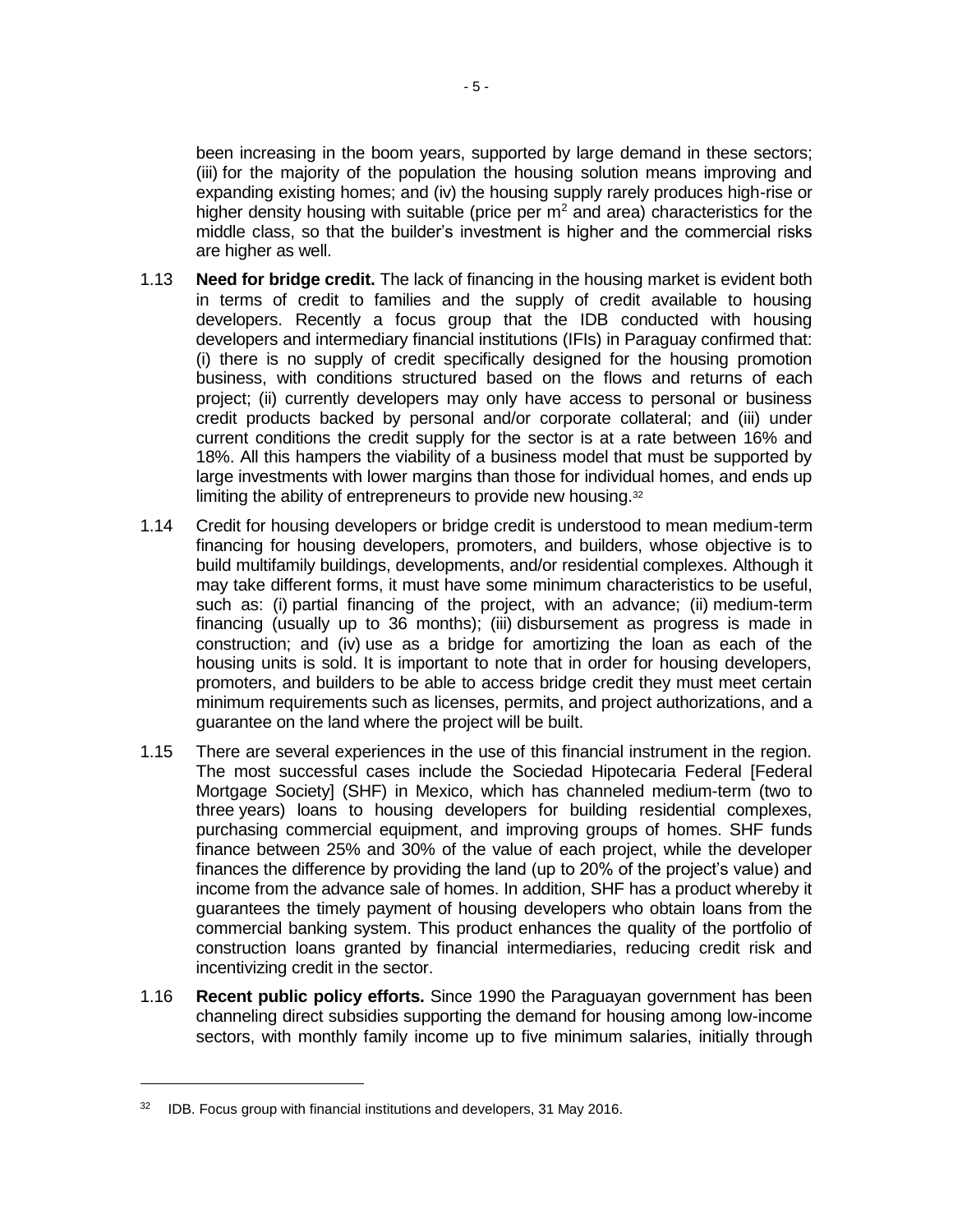been increasing in the boom years, supported by large demand in these sectors; (iii) for the majority of the population the housing solution means improving and expanding existing homes; and (iv) the housing supply rarely produces high-rise or higher density housing with suitable (price per $m^2$ and area) characteristics for the middle class, so that the builder's investment is higher and the commercial risks are higher as well.

1.13 **Need for bridge credit.** The lack of financing in the housing market is evident both in terms of credit to families and the supply of credit available to housing developers. Recently a focus group that the IDB conducted with housing developers and intermediary financial institutions (IFIs) in Paraguay confirmed that: (i) there is no supply of credit specifically designed for the housing promotion business, with conditions structured based on the flows and returns of each project; (ii) currently developers may only have access to personal or business credit products backed by personal and/or corporate collateral; and (iii) under current conditions the credit supply for the sector is at a rate between 16% and 18%. All this hampers the viability of a business model that must be supported by large investments with lower margins than those for individual homes, and ends up limiting the ability of entrepreneurs to provide new housing.[32]

1.14 Credit for housing developers or bridge credit is understood to mean medium-term financing for housing developers, promoters, and builders, whose objective is to build multifamily buildings, developments, and/or residential complexes. Although it may take different forms, it must have some minimum characteristics to be useful, such as: (i) partial financing of the project, with an advance; (ii) medium-term financing (usually up to 36 months); (iii) disbursement as progress is made in construction; and (iv) use as a bridge for amortizing the loan as each of the housing units is sold. It is important to note that in order for housing developers, promoters, and builders to be able to access bridge credit they must meet certain minimum requirements such as licenses, permits, and project authorizations, and a guarantee on the land where the project will be built.

1.15 There are several experiences in the use of this financial instrument in the region. The most successful cases include the Sociedad Hipotecaria Federal [Federal Mortgage Society] (SHF) in Mexico, which has channeled medium-term (two to three years) loans to housing developers for building residential complexes, purchasing commercial equipment, and improving groups of homes. SHF funds finance between 25% and 30% of the value of each project, while the developer finances the difference by providing the land (up to 20% of the project's value) and income from the advance sale of homes. In addition, SHF has a product whereby it guarantees the timely payment of housing developers who obtain loans from the commercial banking system. This product enhances the quality of the portfolio of construction loans granted by financial intermediaries, reducing credit risk and incentivizing credit in the sector.

1.16 **Recent public policy efforts.** Since 1990 the Paraguayan government has been channeling direct subsidies supporting the demand for housing among low-income sectors, with monthly family income up to five minimum salaries, initially through

---

[32] IDB. Focus group with financial institutions and developers, 31 May 2016.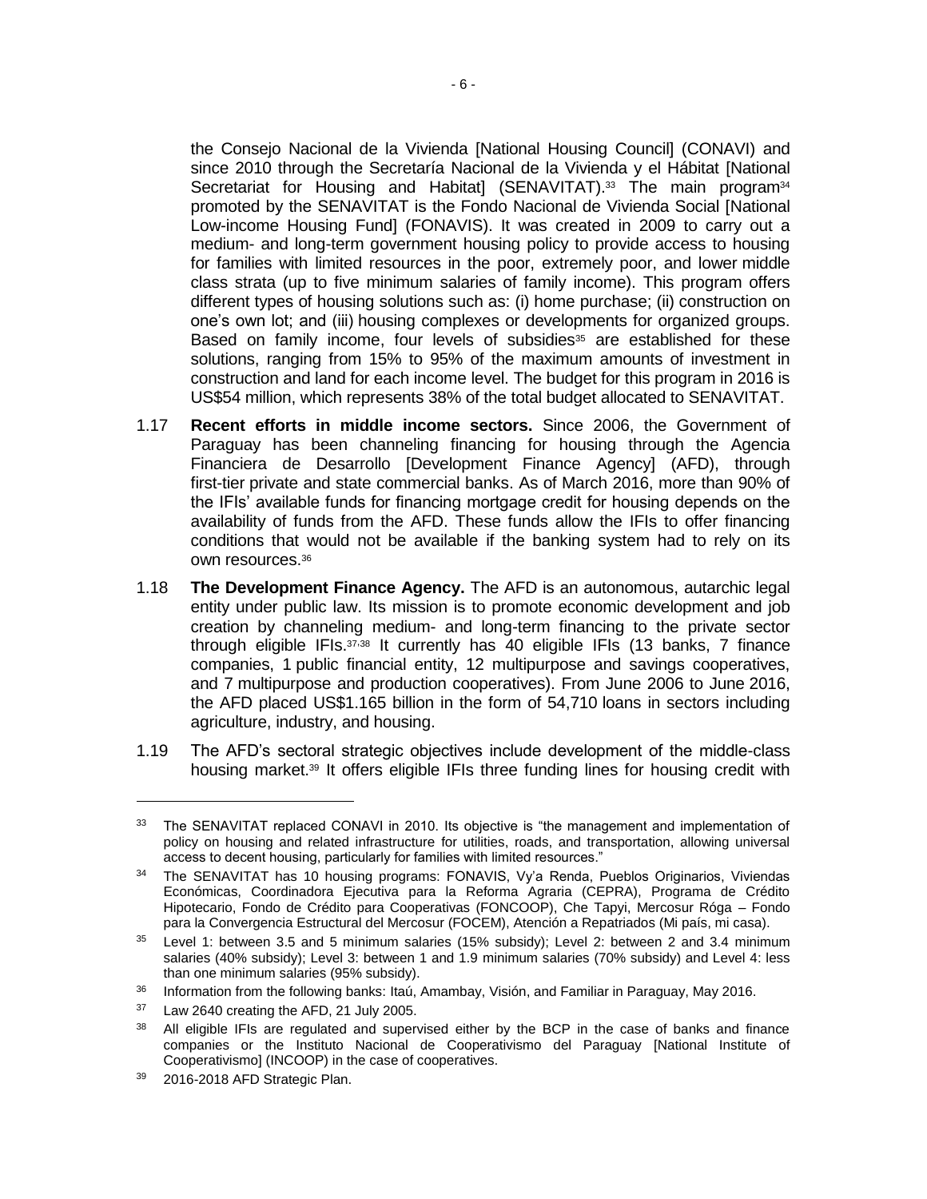the Consejo Nacional de la Vivienda [National Housing Council] (CONAVI) and since 2010 through the Secretaría Nacional de la Vivienda y el Hábitat [National Secretariat for Housing and Habitat] (SENAVITAT).[33] The main program[34] promoted by the SENAVITAT is the Fondo Nacional de Vivienda Social [National Low-income Housing Fund] (FONAVIS). It was created in 2009 to carry out a medium- and long-term government housing policy to provide access to housing for families with limited resources in the poor, extremely poor, and lower middle class strata (up to five minimum salaries of family income). This program offers different types of housing solutions such as: (i) home purchase; (ii) construction on one's own lot; and (iii) housing complexes or developments for organized groups. Based on family income, four levels of subsidies[35] are established for these solutions, ranging from 15% to 95% of the maximum amounts of investment in construction and land for each income level. The budget for this program in 2016 is US$54 million, which represents 38% of the total budget allocated to SENAVITAT.

1.17 **Recent efforts in middle income sectors.** Since 2006, the Government of Paraguay has been channeling financing for housing through the Agencia Financiera de Desarrollo [Development Finance Agency] (AFD), through first-tier private and state commercial banks. As of March 2016, more than 90% of the IFIs' available funds for financing mortgage credit for housing depends on the availability of funds from the AFD. These funds allow the IFIs to offer financing conditions that would not be available if the banking system had to rely on its own resources.[36]

1.18 **The Development Finance Agency.** The AFD is an autonomous, autarchic legal entity under public law. Its mission is to promote economic development and job creation by channeling medium- and long-term financing to the private sector through eligible IFIs.[37,38] It currently has 40 eligible IFIs (13 banks, 7 finance companies, 1 public financial entity, 12 multipurpose and savings cooperatives, and 7 multipurpose and production cooperatives). From June 2006 to June 2016, the AFD placed US$1.165 billion in the form of 54,710 loans in sectors including agriculture, industry, and housing.

1.19 The AFD's sectoral strategic objectives include development of the middle-class housing market.[39] It offers eligible IFIs three funding lines for housing credit with

---

[33] The SENAVITAT replaced CONAVI in 2010. Its objective is "the management and implementation of policy on housing and related infrastructure for utilities, roads, and transportation, allowing universal access to decent housing, particularly for families with limited resources."

[34] The SENAVITAT has 10 housing programs: FONAVIS, Vy'a Renda, Pueblos Originarios, Viviendas Económicas, Coordinadora Ejecutiva para la Reforma Agraria (CEPRA), Programa de Crédito Hipotecario, Fondo de Crédito para Cooperativas (FONCOOP), Che Tapyi, Mercosur Róga – Fondo para la Convergencia Estructural del Mercosur (FOCEM), Atención a Repatriados (Mi país, mi casa).

[35] Level 1: between 3.5 and 5 minimum salaries (15% subsidy); Level 2: between 2 and 3.4 minimum salaries (40% subsidy); Level 3: between 1 and 1.9 minimum salaries (70% subsidy) and Level 4: less than one minimum salaries (95% subsidy).

[36] Information from the following banks: Itaú, Amambay, Visión, and Familiar in Paraguay, May 2016.

[37] Law 2640 creating the AFD, 21 July 2005.

[38] All eligible IFIs are regulated and supervised either by the BCP in the case of banks and finance companies or the Instituto Nacional de Cooperativismo del Paraguay [National Institute of Cooperativismo] (INCOOP) in the case of cooperatives.

[39] 2016-2018 AFD Strategic Plan.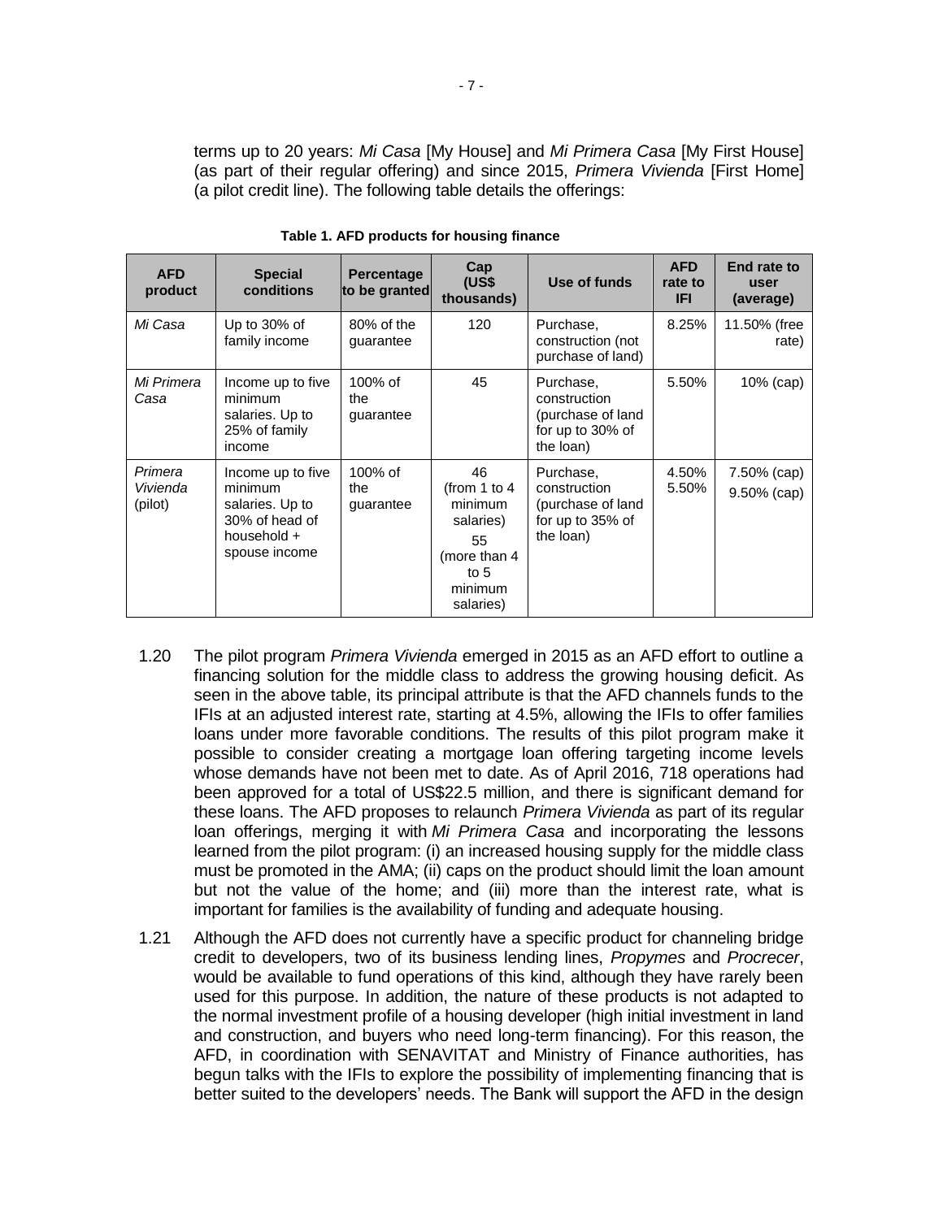terms up to 20 years: *Mi Casa* [My House] and *Mi Primera Casa* [My First House] (as part of their regular offering) and since 2015, *Primera Vivienda* [First Home] (a pilot credit line). The following table details the offerings:

**Table 1. AFD products for housing finance**

| AFD product | Special conditions | Percentage to be granted | Cap (US$ thousands) | Use of funds | AFD rate to IFI | End rate to user (average) |
|---|---|---|---|---|---|---|
| *Mi Casa* | Up to 30% of family income | 80% of the guarantee | 120 | Purchase, construction (not purchase of land) | 8.25% | 11.50% (free rate) |
| *Mi Primera Casa* | Income up to five minimum salaries. Up to 25% of family income | 100% of the guarantee | 45 | Purchase, construction (purchase of land for up to 30% of the loan) | 5.50% | 10% (cap) |
| *Primera Vivienda* (pilot) | Income up to five minimum salaries. Up to 30% of head of household + spouse income | 100% of the guarantee | 46 (from 1 to 4 minimum salaries) 55 (more than 4 to 5 minimum salaries) | Purchase, construction (purchase of land for up to 35% of the loan) | 4.50% 5.50% | 7.50% (cap) 9.50% (cap) |

1.20 The pilot program *Primera Vivienda* emerged in 2015 as an AFD effort to outline a financing solution for the middle class to address the growing housing deficit. As seen in the above table, its principal attribute is that the AFD channels funds to the IFIs at an adjusted interest rate, starting at 4.5%, allowing the IFIs to offer families loans under more favorable conditions. The results of this pilot program make it possible to consider creating a mortgage loan offering targeting income levels whose demands have not been met to date. As of April 2016, 718 operations had been approved for a total of US$22.5 million, and there is significant demand for these loans. The AFD proposes to relaunch *Primera Vivienda* as part of its regular loan offerings, merging it with *Mi Primera Casa* and incorporating the lessons learned from the pilot program: (i) an increased housing supply for the middle class must be promoted in the AMA; (ii) caps on the product should limit the loan amount but not the value of the home; and (iii) more than the interest rate, what is important for families is the availability of funding and adequate housing.

1.21 Although the AFD does not currently have a specific product for channeling bridge credit to developers, two of its business lending lines, *Propymes* and *Procrecer*, would be available to fund operations of this kind, although they have rarely been used for this purpose. In addition, the nature of these products is not adapted to the normal investment profile of a housing developer (high initial investment in land and construction, and buyers who need long-term financing). For this reason, the AFD, in coordination with SENAVITAT and Ministry of Finance authorities, has begun talks with the IFIs to explore the possibility of implementing financing that is better suited to the developers' needs. The Bank will support the AFD in the design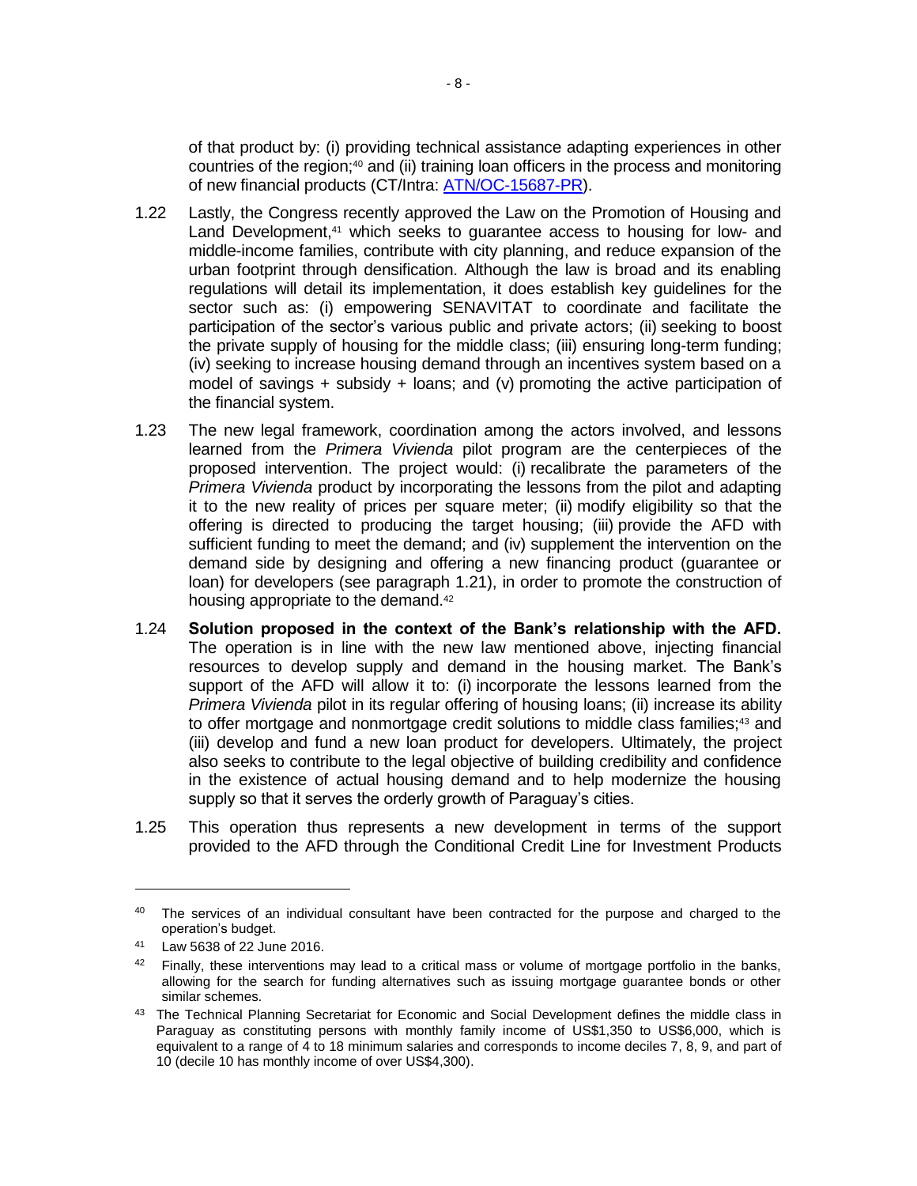of that product by: (i) providing technical assistance adapting experiences in other countries of the region;[40] and (ii) training loan officers in the process and monitoring of new financial products (CT/Intra: ATN/OC-15687-PR).

1.22 Lastly, the Congress recently approved the Law on the Promotion of Housing and Land Development,[41] which seeks to guarantee access to housing for low- and middle-income families, contribute with city planning, and reduce expansion of the urban footprint through densification. Although the law is broad and its enabling regulations will detail its implementation, it does establish key guidelines for the sector such as: (i) empowering SENAVITAT to coordinate and facilitate the participation of the sector's various public and private actors; (ii) seeking to boost the private supply of housing for the middle class; (iii) ensuring long-term funding; (iv) seeking to increase housing demand through an incentives system based on a model of savings + subsidy + loans; and (v) promoting the active participation of the financial system.

1.23 The new legal framework, coordination among the actors involved, and lessons learned from the *Primera Vivienda* pilot program are the centerpieces of the proposed intervention. The project would: (i) recalibrate the parameters of the *Primera Vivienda* product by incorporating the lessons from the pilot and adapting it to the new reality of prices per square meter; (ii) modify eligibility so that the offering is directed to producing the target housing; (iii) provide the AFD with sufficient funding to meet the demand; and (iv) supplement the intervention on the demand side by designing and offering a new financing product (guarantee or loan) for developers (see paragraph 1.21), in order to promote the construction of housing appropriate to the demand.[42]

1.24 **Solution proposed in the context of the Bank's relationship with the AFD.** The operation is in line with the new law mentioned above, injecting financial resources to develop supply and demand in the housing market. The Bank's support of the AFD will allow it to: (i) incorporate the lessons learned from the *Primera Vivienda* pilot in its regular offering of housing loans; (ii) increase its ability to offer mortgage and nonmortgage credit solutions to middle class families;[43] and (iii) develop and fund a new loan product for developers. Ultimately, the project also seeks to contribute to the legal objective of building credibility and confidence in the existence of actual housing demand and to help modernize the housing supply so that it serves the orderly growth of Paraguay's cities.

1.25 This operation thus represents a new development in terms of the support provided to the AFD through the Conditional Credit Line for Investment Products

---

[40] The services of an individual consultant have been contracted for the purpose and charged to the operation's budget.

[41] Law 5638 of 22 June 2016.

[42] Finally, these interventions may lead to a critical mass or volume of mortgage portfolio in the banks, allowing for the search for funding alternatives such as issuing mortgage guarantee bonds or other similar schemes.

[43] The Technical Planning Secretariat for Economic and Social Development defines the middle class in Paraguay as constituting persons with monthly family income of US$1,350 to US$6,000, which is equivalent to a range of 4 to 18 minimum salaries and corresponds to income deciles 7, 8, 9, and part of 10 (decile 10 has monthly income of over US$4,300).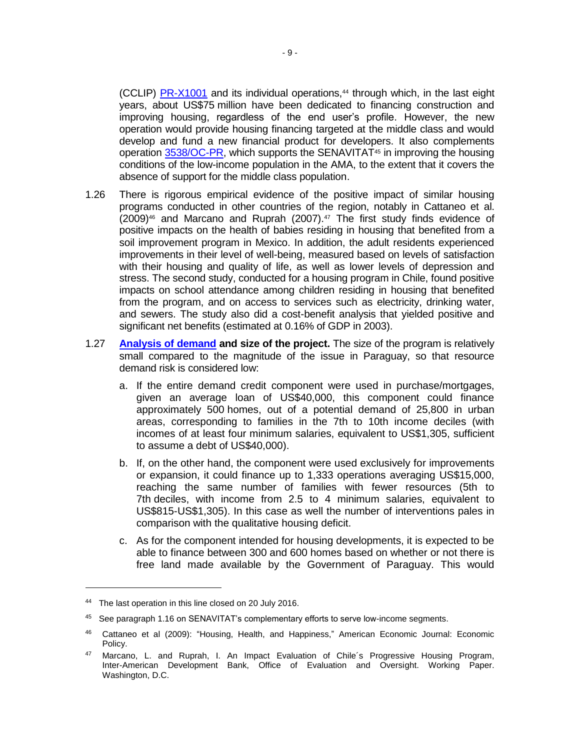(CCLIP PR-X1001 and its individual operations,[44] through which, in the last eight years, about US$75 million have been dedicated to financing construction and improving housing, regardless of the end user's profile. However, the new operation would provide housing financing targeted at the middle class and would develop and fund a new financial product for developers. It also complements operation 3538/OC-PR, which supports the SENAVITAT[45] in improving the housing conditions of the low-income population in the AMA, to the extent that it covers the absence of support for the middle class population.

1.26 There is rigorous empirical evidence of the positive impact of similar housing programs conducted in other countries of the region, notably in Cattaneo et al. (2009)[46] and Marcano and Ruprah (2007).[47] The first study finds evidence of positive impacts on the health of babies residing in housing that benefited from a soil improvement program in Mexico. In addition, the adult residents experienced improvements in their level of well-being, measured based on levels of satisfaction with their housing and quality of life, as well as lower levels of depression and stress. The second study, conducted for a housing program in Chile, found positive impacts on school attendance among children residing in housing that benefited from the program, and on access to services such as electricity, drinking water, and sewers. The study also did a cost-benefit analysis that yielded positive and significant net benefits (estimated at 0.16% of GDP in 2003).

1.27 **Analysis of demand and size of the project.** The size of the program is relatively small compared to the magnitude of the issue in Paraguay, so that resource demand risk is considered low:

a. If the entire demand credit component were used in purchase/mortgages, given an average loan of US$40,000, this component could finance approximately 500 homes, out of a potential demand of 25,800 in urban areas, corresponding to families in the 7th to 10th income deciles (with incomes of at least four minimum salaries, equivalent to US$1,305, sufficient to assume a debt of US$40,000).

b. If, on the other hand, the component were used exclusively for improvements or expansion, it could finance up to 1,333 operations averaging US$15,000, reaching the same number of families with fewer resources (5th to 7th deciles, with income from 2.5 to 4 minimum salaries, equivalent to US$815-US$1,305). In this case as well the number of interventions pales in comparison with the qualitative housing deficit.

c. As for the component intended for housing developments, it is expected to be able to finance between 300 and 600 homes based on whether or not there is free land made available by the Government of Paraguay. This would

---

[44] The last operation in this line closed on 20 July 2016.

[45] See paragraph 1.16 on SENAVITAT's complementary efforts to serve low-income segments.

[46] Cattaneo et al (2009): "Housing, Health, and Happiness," American Economic Journal: Economic Policy.

[47] Marcano, L. and Ruprah, I. An Impact Evaluation of Chile´s Progressive Housing Program, Inter-American Development Bank, Office of Evaluation and Oversight. Working Paper. Washington, D.C.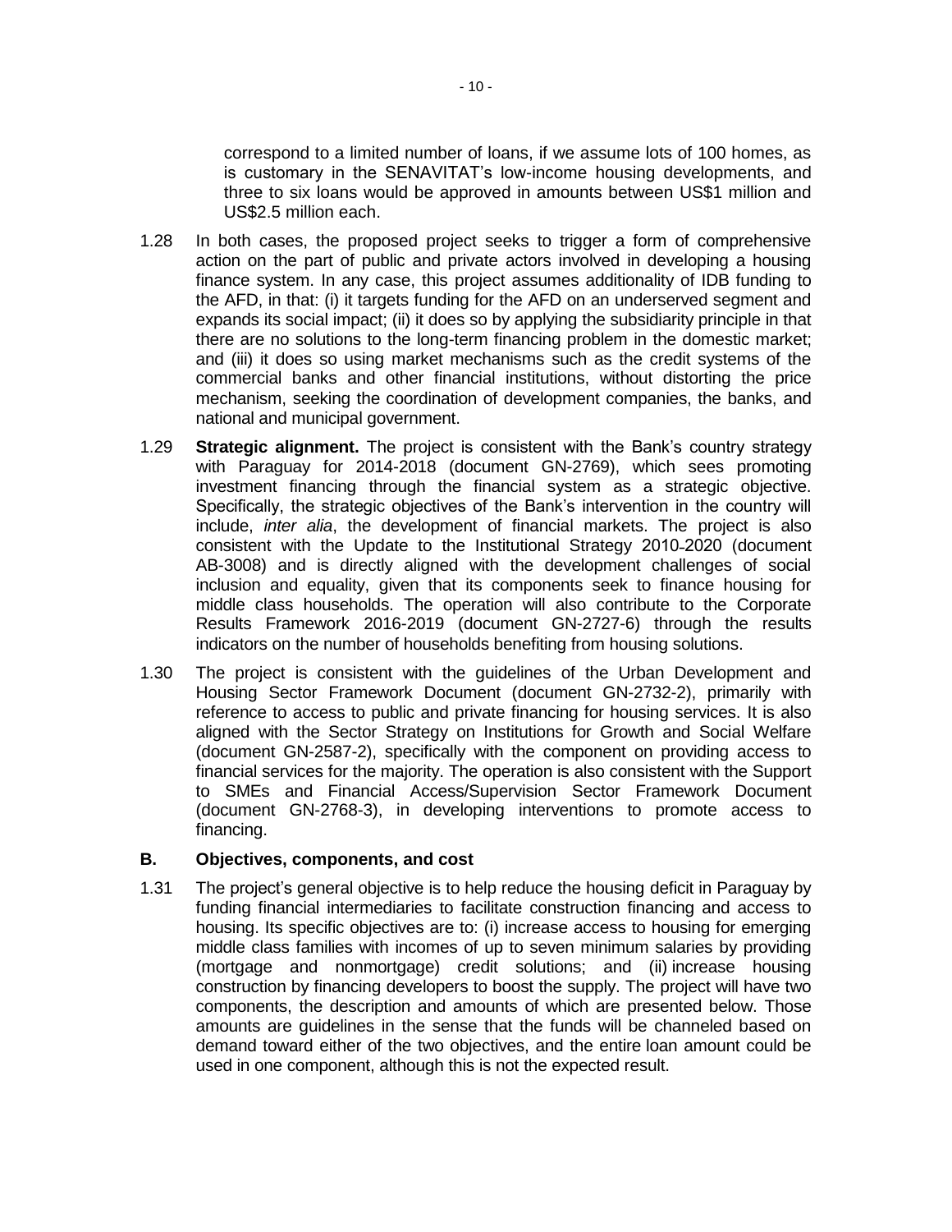correspond to a limited number of loans, if we assume lots of 100 homes, as is customary in the SENAVITAT's low-income housing developments, and three to six loans would be approved in amounts between US$1 million and US$2.5 million each.

1.28 In both cases, the proposed project seeks to trigger a form of comprehensive action on the part of public and private actors involved in developing a housing finance system. In any case, this project assumes additionality of IDB funding to the AFD, in that: (i) it targets funding for the AFD on an underserved segment and expands its social impact; (ii) it does so by applying the subsidiarity principle in that there are no solutions to the long-term financing problem in the domestic market; and (iii) it does so using market mechanisms such as the credit systems of the commercial banks and other financial institutions, without distorting the price mechanism, seeking the coordination of development companies, the banks, and national and municipal government.

1.29 **Strategic alignment.** The project is consistent with the Bank's country strategy with Paraguay for 2014-2018 (document GN-2769), which sees promoting investment financing through the financial system as a strategic objective. Specifically, the strategic objectives of the Bank's intervention in the country will include, *inter alia*, the development of financial markets. The project is also consistent with the Update to the Institutional Strategy 2010-2020 (document AB-3008) and is directly aligned with the development challenges of social inclusion and equality, given that its components seek to finance housing for middle class households. The operation will also contribute to the Corporate Results Framework 2016-2019 (document GN-2727-6) through the results indicators on the number of households benefiting from housing solutions.

1.30 The project is consistent with the guidelines of the Urban Development and Housing Sector Framework Document (document GN-2732-2), primarily with reference to access to public and private financing for housing services. It is also aligned with the Sector Strategy on Institutions for Growth and Social Welfare (document GN-2587-2), specifically with the component on providing access to financial services for the majority. The operation is also consistent with the Support to SMEs and Financial Access/Supervision Sector Framework Document (document GN-2768-3), in developing interventions to promote access to financing.

## B. Objectives, components, and cost

1.31 The project's general objective is to help reduce the housing deficit in Paraguay by funding financial intermediaries to facilitate construction financing and access to housing. Its specific objectives are to: (i) increase access to housing for emerging middle class families with incomes of up to seven minimum salaries by providing (mortgage and nonmortgage) credit solutions; and (ii) increase housing construction by financing developers to boost the supply. The project will have two components, the description and amounts of which are presented below. Those amounts are guidelines in the sense that the funds will be channeled based on demand toward either of the two objectives, and the entire loan amount could be used in one component, although this is not the expected result.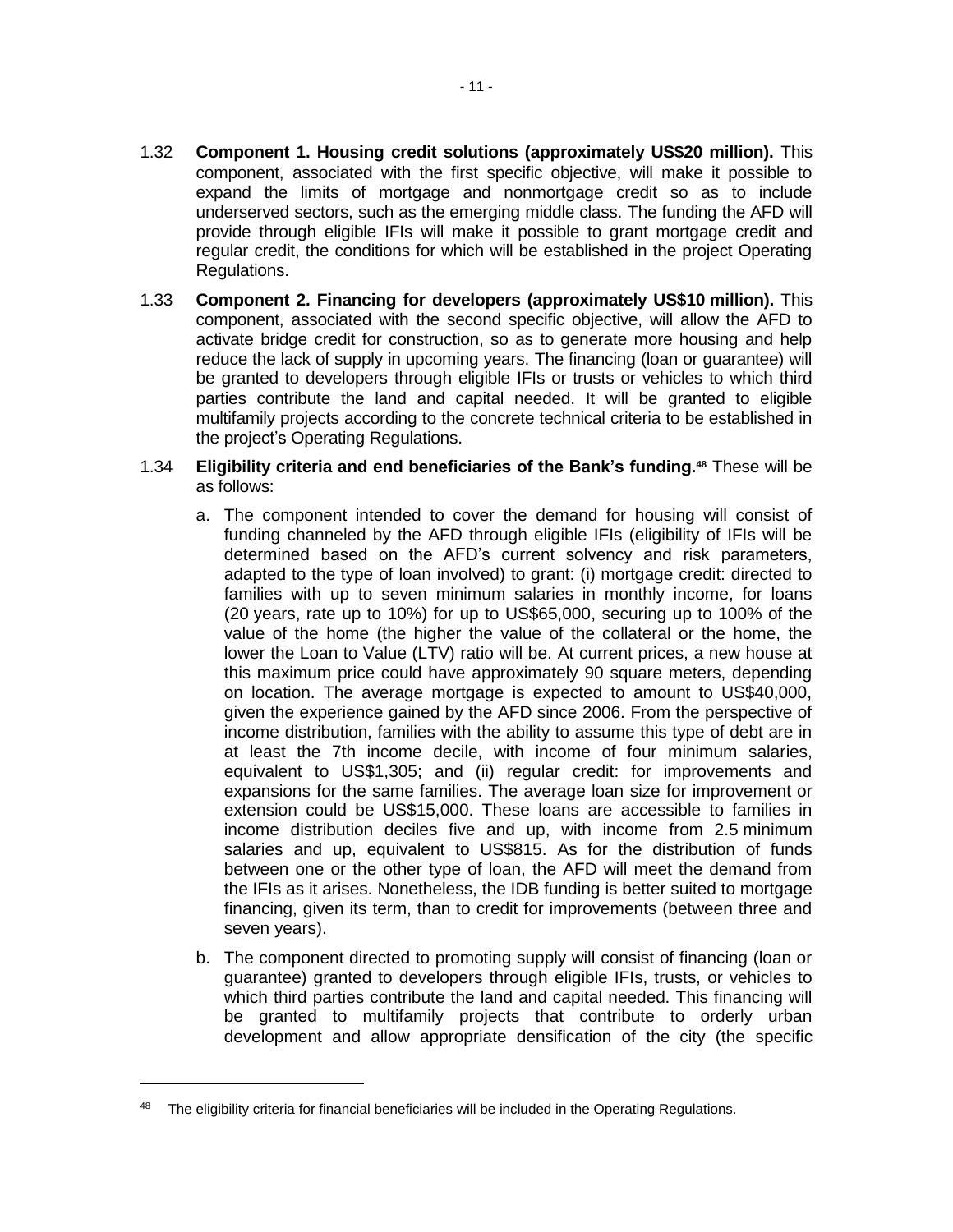1.32 **Component 1. Housing credit solutions (approximately US$20 million).** This component, associated with the first specific objective, will make it possible to expand the limits of mortgage and nonmortgage credit so as to include underserved sectors, such as the emerging middle class. The funding the AFD will provide through eligible IFIs will make it possible to grant mortgage credit and regular credit, the conditions for which will be established in the project Operating Regulations.

1.33 **Component 2. Financing for developers (approximately US$10 million).** This component, associated with the second specific objective, will allow the AFD to activate bridge credit for construction, so as to generate more housing and help reduce the lack of supply in upcoming years. The financing (loan or guarantee) will be granted to developers through eligible IFIs or trusts or vehicles to which third parties contribute the land and capital needed. It will be granted to eligible multifamily projects according to the concrete technical criteria to be established in the project's Operating Regulations.

1.34 **Eligibility criteria and end beneficiaries of the Bank's funding.**[48] These will be as follows:

a. The component intended to cover the demand for housing will consist of funding channeled by the AFD through eligible IFIs (eligibility of IFIs will be determined based on the AFD's current solvency and risk parameters, adapted to the type of loan involved) to grant: (i) mortgage credit: directed to families with up to seven minimum salaries in monthly income, for loans (20 years, rate up to 10%) for up to US$65,000, securing up to 100% of the value of the home (the higher the value of the collateral or the home, the lower the Loan to Value (LTV) ratio will be. At current prices, a new house at this maximum price could have approximately 90 square meters, depending on location. The average mortgage is expected to amount to US$40,000, given the experience gained by the AFD since 2006. From the perspective of income distribution, families with the ability to assume this type of debt are in at least the 7th income decile, with income of four minimum salaries, equivalent to US$1,305; and (ii) regular credit: for improvements and expansions for the same families. The average loan size for improvement or extension could be US$15,000. These loans are accessible to families in income distribution deciles five and up, with income from 2.5 minimum salaries and up, equivalent to US$815. As for the distribution of funds between one or the other type of loan, the AFD will meet the demand from the IFIs as it arises. Nonetheless, the IDB funding is better suited to mortgage financing, given its term, than to credit for improvements (between three and seven years).

b. The component directed to promoting supply will consist of financing (loan or guarantee) granted to developers through eligible IFIs, trusts, or vehicles to which third parties contribute the land and capital needed. This financing will be granted to multifamily projects that contribute to orderly urban development and allow appropriate densification of the city (the specific

[48] The eligibility criteria for financial beneficiaries will be included in the Operating Regulations.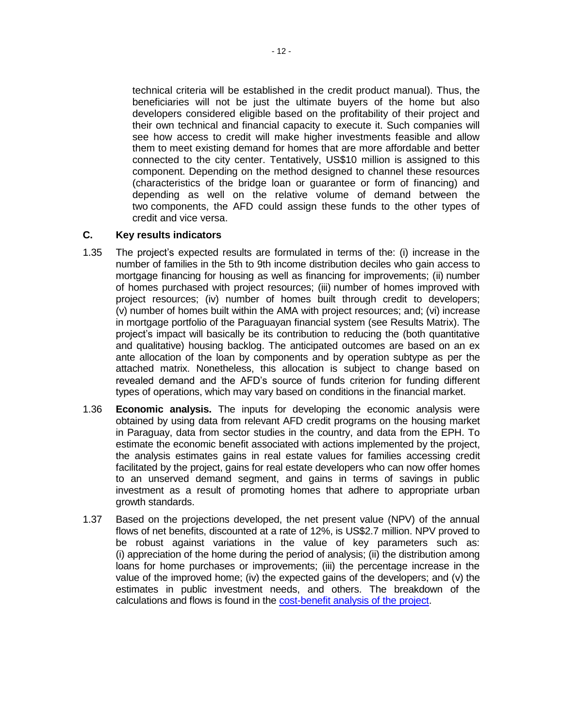technical criteria will be established in the credit product manual). Thus, the beneficiaries will not be just the ultimate buyers of the home but also developers considered eligible based on the profitability of their project and their own technical and financial capacity to execute it. Such companies will see how access to credit will make higher investments feasible and allow them to meet existing demand for homes that are more affordable and better connected to the city center. Tentatively, US$10 million is assigned to this component. Depending on the method designed to channel these resources (characteristics of the bridge loan or guarantee or form of financing) and depending as well on the relative volume of demand between the two components, the AFD could assign these funds to the other types of credit and vice versa.

## C. Key results indicators

1.35 The project's expected results are formulated in terms of the: (i) increase in the number of families in the 5th to 9th income distribution deciles who gain access to mortgage financing for housing as well as financing for improvements; (ii) number of homes purchased with project resources; (iii) number of homes improved with project resources; (iv) number of homes built through credit to developers; (v) number of homes built within the AMA with project resources; and; (vi) increase in mortgage portfolio of the Paraguayan financial system (see Results Matrix). The project's impact will basically be its contribution to reducing the (both quantitative and qualitative) housing backlog. The anticipated outcomes are based on an ex ante allocation of the loan by components and by operation subtype as per the attached matrix. Nonetheless, this allocation is subject to change based on revealed demand and the AFD's source of funds criterion for funding different types of operations, which may vary based on conditions in the financial market.

1.36 **Economic analysis.** The inputs for developing the economic analysis were obtained by using data from relevant AFD credit programs on the housing market in Paraguay, data from sector studies in the country, and data from the EPH. To estimate the economic benefit associated with actions implemented by the project, the analysis estimates gains in real estate values for families accessing credit facilitated by the project, gains for real estate developers who can now offer homes to an unserved demand segment, and gains in terms of savings in public investment as a result of promoting homes that adhere to appropriate urban growth standards.

1.37 Based on the projections developed, the net present value (NPV) of the annual flows of net benefits, discounted at a rate of 12%, is US$2.7 million. NPV proved to be robust against variations in the value of key parameters such as: (i) appreciation of the home during the period of analysis; (ii) the distribution among loans for home purchases or improvements; (iii) the percentage increase in the value of the improved home; (iv) the expected gains of the developers; and (v) the estimates in public investment needs, and others. The breakdown of the calculations and flows is found in the cost-benefit analysis of the project.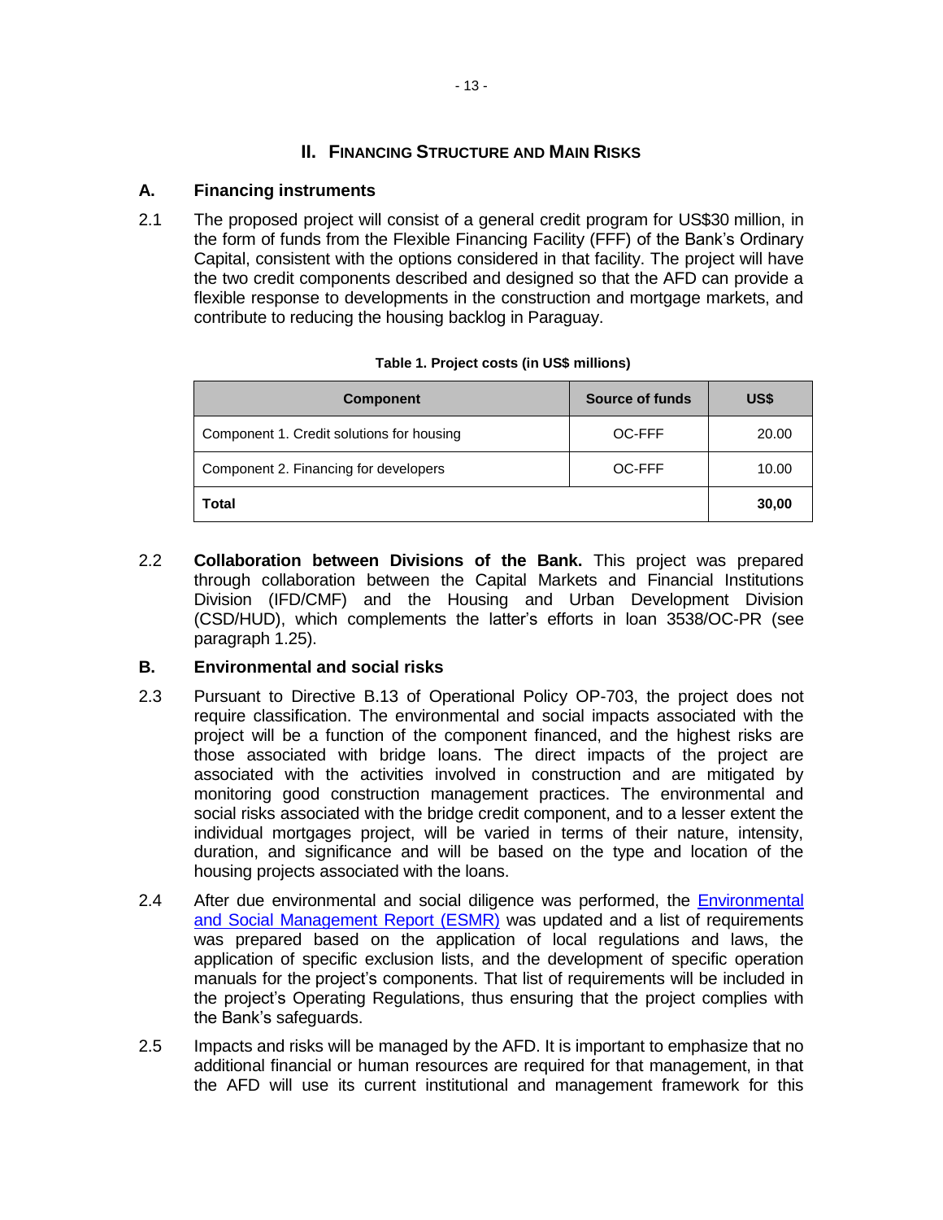## II. FINANCING STRUCTURE AND MAIN RISKS

### A. Financing instruments

2.1 The proposed project will consist of a general credit program for US$30 million, in the form of funds from the Flexible Financing Facility (FFF) of the Bank's Ordinary Capital, consistent with the options considered in that facility. The project will have the two credit components described and designed so that the AFD can provide a flexible response to developments in the construction and mortgage markets, and contribute to reducing the housing backlog in Paraguay.

**Table 1. Project costs (in US$ millions)**

| Component | Source of funds | US$ |
|---|---|---|
| Component 1. Credit solutions for housing | OC-FFF | 20.00 |
| Component 2. Financing for developers | OC-FFF | 10.00 |
| **Total** | | **30,00** |

2.2 **Collaboration between Divisions of the Bank.** This project was prepared through collaboration between the Capital Markets and Financial Institutions Division (IFD/CMF) and the Housing and Urban Development Division (CSD/HUD), which complements the latter's efforts in loan 3538/OC-PR (see paragraph 1.25).

### B. Environmental and social risks

2.3 Pursuant to Directive B.13 of Operational Policy OP-703, the project does not require classification. The environmental and social impacts associated with the project will be a function of the component financed, and the highest risks are those associated with bridge loans. The direct impacts of the project are associated with the activities involved in construction and are mitigated by monitoring good construction management practices. The environmental and social risks associated with the bridge credit component, and to a lesser extent the individual mortgages project, will be varied in terms of their nature, intensity, duration, and significance and will be based on the type and location of the housing projects associated with the loans.

2.4 After due environmental and social diligence was performed, the Environmental and Social Management Report (ESMR) was updated and a list of requirements was prepared based on the application of local regulations and laws, the application of specific exclusion lists, and the development of specific operation manuals for the project's components. That list of requirements will be included in the project's Operating Regulations, thus ensuring that the project complies with the Bank's safeguards.

2.5 Impacts and risks will be managed by the AFD. It is important to emphasize that no additional financial or human resources are required for that management, in that the AFD will use its current institutional and management framework for this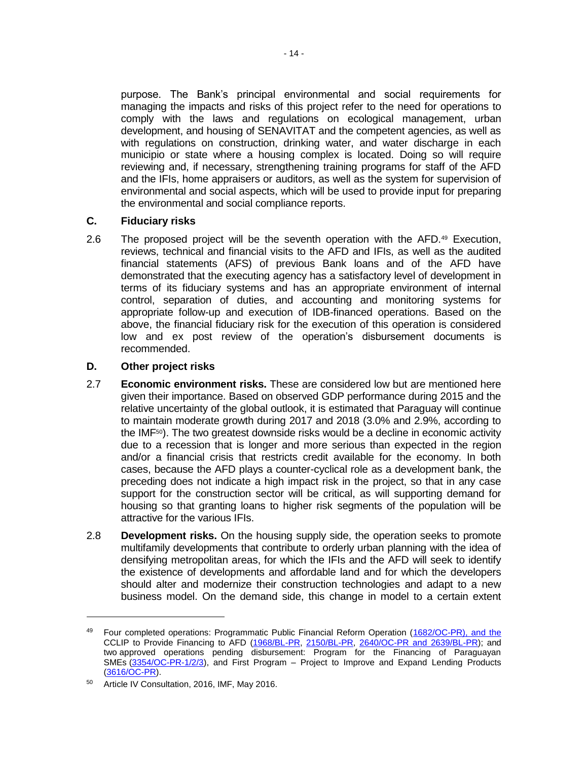purpose. The Bank's principal environmental and social requirements for managing the impacts and risks of this project refer to the need for operations to comply with the laws and regulations on ecological management, urban development, and housing of SENAVITAT and the competent agencies, as well as with regulations on construction, drinking water, and water discharge in each municipio or state where a housing complex is located. Doing so will require reviewing and, if necessary, strengthening training programs for staff of the AFD and the IFIs, home appraisers or auditors, as well as the system for supervision of environmental and social aspects, which will be used to provide input for preparing the environmental and social compliance reports.

### C. Fiduciary risks

2.6 The proposed project will be the seventh operation with the AFD.[49] Execution, reviews, technical and financial visits to the AFD and IFIs, as well as the audited financial statements (AFS) of previous Bank loans and of the AFD have demonstrated that the executing agency has a satisfactory level of development in terms of its fiduciary systems and has an appropriate environment of internal control, separation of duties, and accounting and monitoring systems for appropriate follow-up and execution of IDB-financed operations. Based on the above, the financial fiduciary risk for the execution of this operation is considered low and ex post review of the operation's disbursement documents is recommended.

### D. Other project risks

2.7 **Economic environment risks.** These are considered low but are mentioned here given their importance. Based on observed GDP performance during 2015 and the relative uncertainty of the global outlook, it is estimated that Paraguay will continue to maintain moderate growth during 2017 and 2018 (3.0% and 2.9%, according to the IMF[50]). The two greatest downside risks would be a decline in economic activity due to a recession that is longer and more serious than expected in the region and/or a financial crisis that restricts credit available for the economy. In both cases, because the AFD plays a counter-cyclical role as a development bank, the preceding does not indicate a high impact risk in the project, so that in any case support for the construction sector will be critical, as will supporting demand for housing so that granting loans to higher risk segments of the population will be attractive for the various IFIs.

2.8 **Development risks.** On the housing supply side, the operation seeks to promote multifamily developments that contribute to orderly urban planning with the idea of densifying metropolitan areas, for which the IFIs and the AFD will seek to identify the existence of developments and affordable land and for which the developers should alter and modernize their construction technologies and adapt to a new business model. On the demand side, this change in model to a certain extent

---

[49] Four completed operations: Programmatic Public Financial Reform Operation (1682/OC-PR), and the CCLIP to Provide Financing to AFD (1968/BL-PR, 2150/BL-PR, 2640/OC-PR and 2639/BL-PR); and two approved operations pending disbursement: Program for the Financing of Paraguayan SMEs (3354/OC-PR-1/2/3), and First Program – Project to Improve and Expand Lending Products (3616/OC-PR).

[50] Article IV Consultation, 2016, IMF, May 2016.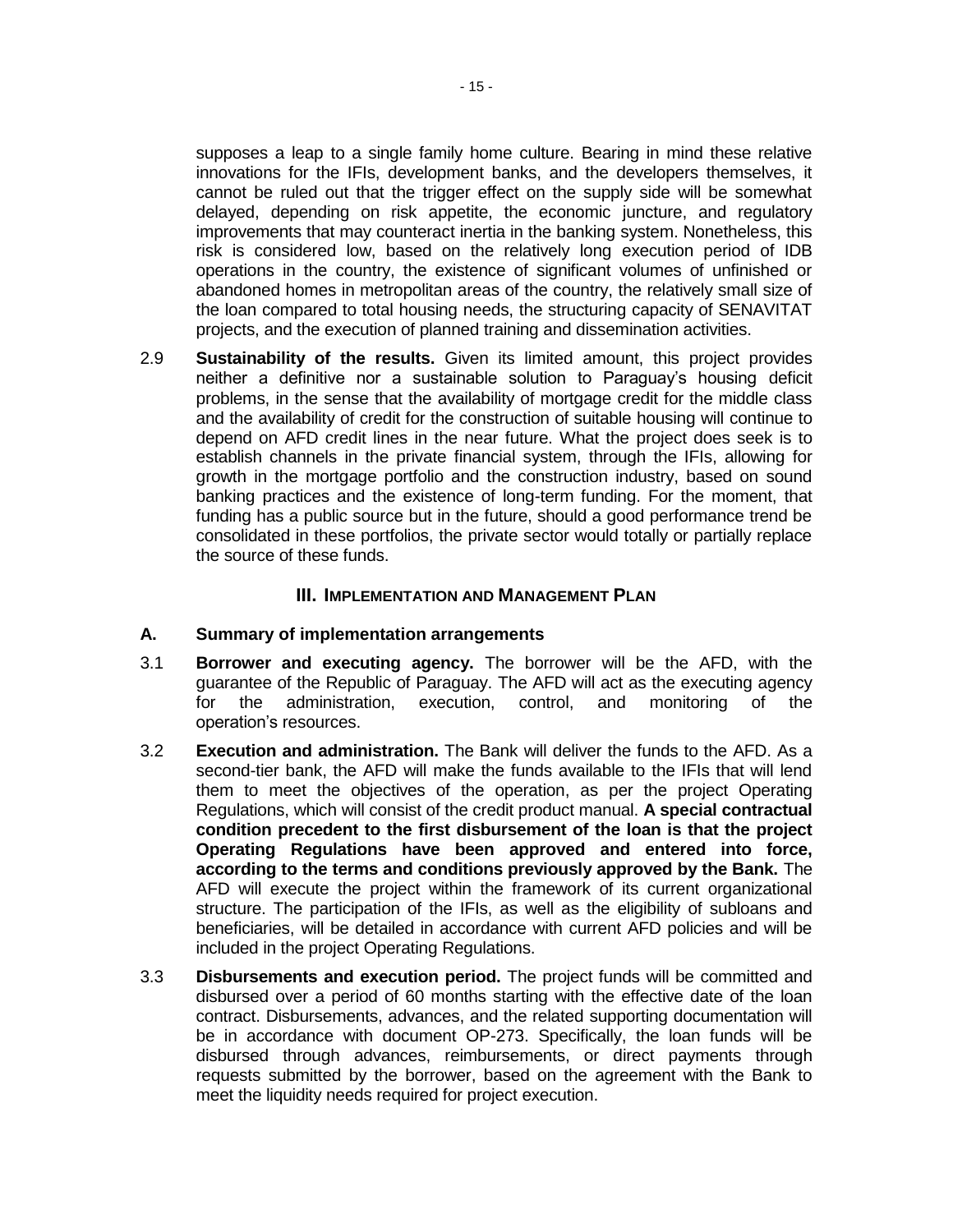supposes a leap to a single family home culture. Bearing in mind these relative innovations for the IFIs, development banks, and the developers themselves, it cannot be ruled out that the trigger effect on the supply side will be somewhat delayed, depending on risk appetite, the economic juncture, and regulatory improvements that may counteract inertia in the banking system. Nonetheless, this risk is considered low, based on the relatively long execution period of IDB operations in the country, the existence of significant volumes of unfinished or abandoned homes in metropolitan areas of the country, the relatively small size of the loan compared to total housing needs, the structuring capacity of SENAVITAT projects, and the execution of planned training and dissemination activities.

2.9 **Sustainability of the results.** Given its limited amount, this project provides neither a definitive nor a sustainable solution to Paraguay's housing deficit problems, in the sense that the availability of mortgage credit for the middle class and the availability of credit for the construction of suitable housing will continue to depend on AFD credit lines in the near future. What the project does seek is to establish channels in the private financial system, through the IFIs, allowing for growth in the mortgage portfolio and the construction industry, based on sound banking practices and the existence of long-term funding. For the moment, that funding has a public source but in the future, should a good performance trend be consolidated in these portfolios, the private sector would totally or partially replace the source of these funds.

## III. IMPLEMENTATION AND MANAGEMENT PLAN

### A. Summary of implementation arrangements

3.1 **Borrower and executing agency.** The borrower will be the AFD, with the guarantee of the Republic of Paraguay. The AFD will act as the executing agency for the administration, execution, control, and monitoring of the operation's resources.

3.2 **Execution and administration.** The Bank will deliver the funds to the AFD. As a second-tier bank, the AFD will make the funds available to the IFIs that will lend them to meet the objectives of the operation, as per the project Operating Regulations, which will consist of the credit product manual. **A special contractual condition precedent to the first disbursement of the loan is that the project Operating Regulations have been approved and entered into force, according to the terms and conditions previously approved by the Bank.** The AFD will execute the project within the framework of its current organizational structure. The participation of the IFIs, as well as the eligibility of subloans and beneficiaries, will be detailed in accordance with current AFD policies and will be included in the project Operating Regulations.

3.3 **Disbursements and execution period.** The project funds will be committed and disbursed over a period of 60 months starting with the effective date of the loan contract. Disbursements, advances, and the related supporting documentation will be in accordance with document OP-273. Specifically, the loan funds will be disbursed through advances, reimbursements, or direct payments through requests submitted by the borrower, based on the agreement with the Bank to meet the liquidity needs required for project execution.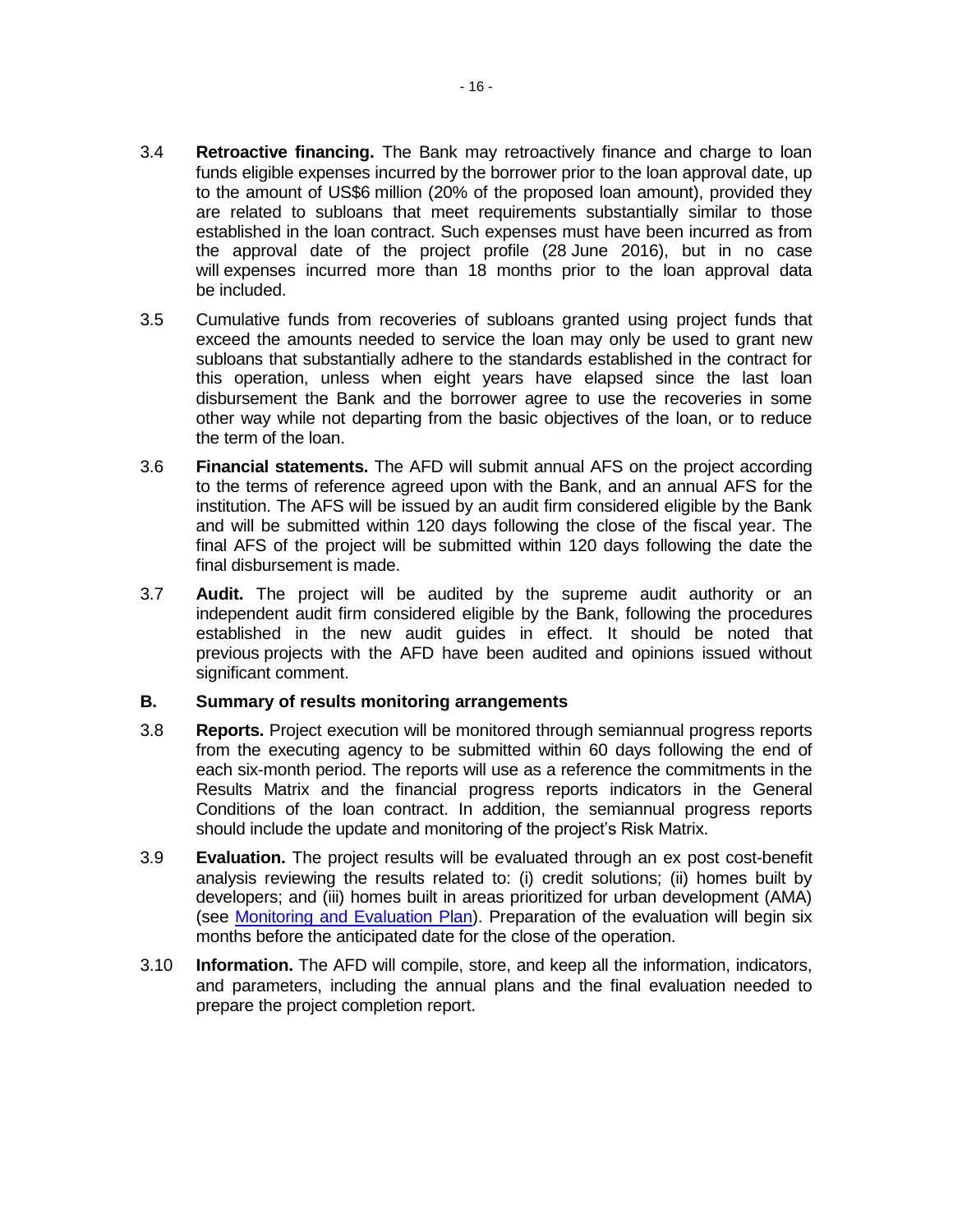3.4 **Retroactive financing.** The Bank may retroactively finance and charge to loan funds eligible expenses incurred by the borrower prior to the loan approval date, up to the amount of US$6 million (20% of the proposed loan amount), provided they are related to subloans that meet requirements substantially similar to those established in the loan contract. Such expenses must have been incurred as from the approval date of the project profile (28 June 2016), but in no case will expenses incurred more than 18 months prior to the loan approval data be included.

3.5 Cumulative funds from recoveries of subloans granted using project funds that exceed the amounts needed to service the loan may only be used to grant new subloans that substantially adhere to the standards established in the contract for this operation, unless when eight years have elapsed since the last loan disbursement the Bank and the borrower agree to use the recoveries in some other way while not departing from the basic objectives of the loan, or to reduce the term of the loan.

3.6 **Financial statements.** The AFD will submit annual AFS on the project according to the terms of reference agreed upon with the Bank, and an annual AFS for the institution. The AFS will be issued by an audit firm considered eligible by the Bank and will be submitted within 120 days following the close of the fiscal year. The final AFS of the project will be submitted within 120 days following the date the final disbursement is made.

3.7 **Audit.** The project will be audited by the supreme audit authority or an independent audit firm considered eligible by the Bank, following the procedures established in the new audit guides in effect. It should be noted that previous projects with the AFD have been audited and opinions issued without significant comment.

## B. Summary of results monitoring arrangements

3.8 **Reports.** Project execution will be monitored through semiannual progress reports from the executing agency to be submitted within 60 days following the end of each six-month period. The reports will use as a reference the commitments in the Results Matrix and the financial progress reports indicators in the General Conditions of the loan contract. In addition, the semiannual progress reports should include the update and monitoring of the project's Risk Matrix.

3.9 **Evaluation.** The project results will be evaluated through an ex post cost-benefit analysis reviewing the results related to: (i) credit solutions; (ii) homes built by developers; and (iii) homes built in areas prioritized for urban development (AMA) (see Monitoring and Evaluation Plan). Preparation of the evaluation will begin six months before the anticipated date for the close of the operation.

3.10 **Information.** The AFD will compile, store, and keep all the information, indicators, and parameters, including the annual plans and the final evaluation needed to prepare the project completion report.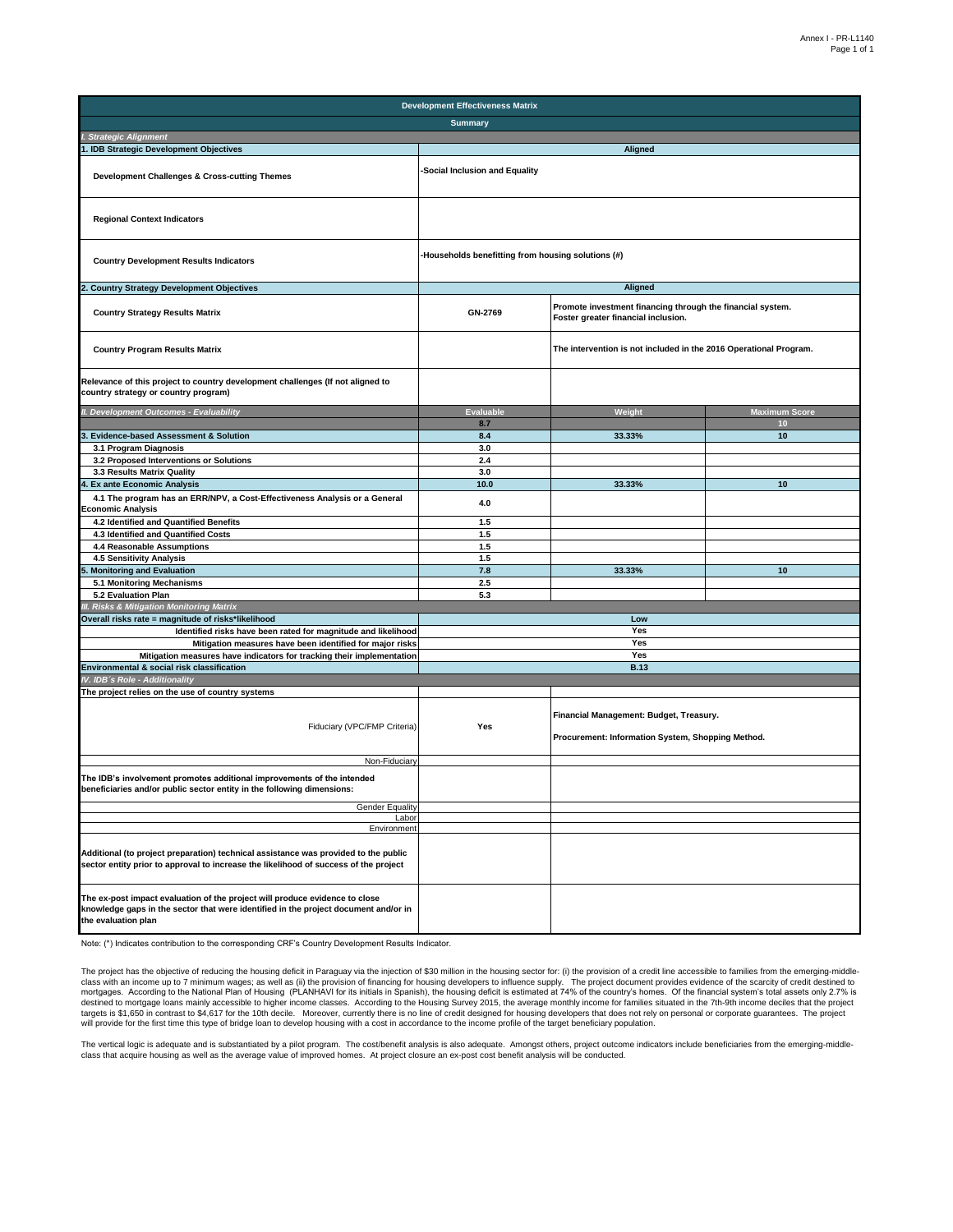| Development Effectiveness Matrix | | | |
|---|---|---|---|
| **Summary** | | | |
| ***I. Strategic Alignment*** | | | |
| **1. IDB Strategic Development Objectives** | **Aligned** | | |
| **Development Challenges & Cross-cutting Themes** | **-Social Inclusion and Equality** | | |
| **Regional Context Indicators** | | | |
| **Country Development Results Indicators** | **-Households benefitting from housing solutions (#)** | | |
| **2. Country Strategy Development Objectives** | **Aligned** | | |
| **Country Strategy Results Matrix** | **GN-2769** | **Promote investment financing through the financial system. Foster greater financial inclusion.** | |
| **Country Program Results Matrix** | | **The intervention is not included in the 2016 Operational Program.** | |
| **Relevance of this project to country development challenges (If not aligned to country strategy or country program)** | | | |
| ***II. Development Outcomes - Evaluability*** | **Evaluable** | **Weight** | **Maximum Score** |
| | **8.7** | | **10** |
| **3. Evidence-based Assessment & Solution** | **8.4** | **33.33%** | **10** |
| **3.1 Program Diagnosis** | **3.0** | | |
| **3.2 Proposed Interventions or Solutions** | **2.4** | | |
| **3.3 Results Matrix Quality** | **3.0** | | |
| **4. Ex ante Economic Analysis** | **10.0** | **33.33%** | **10** |
| **4.1 The program has an ERR/NPV, a Cost-Effectiveness Analysis or a General Economic Analysis** | **4.0** | | |
| **4.2 Identified and Quantified Benefits** | **1.5** | | |
| **4.3 Identified and Quantified Costs** | **1.5** | | |
| **4.4 Reasonable Assumptions** | **1.5** | | |
| **4.5 Sensitivity Analysis** | **1.5** | | |
| **5. Monitoring and Evaluation** | **7.8** | **33.33%** | **10** |
| **5.1 Monitoring Mechanisms** | **2.5** | | |
| **5.2 Evaluation Plan** | **5.3** | | |
| ***III. Risks & Mitigation Monitoring Matrix*** | | | |
| **Overall risks rate = magnitude of risks*likelihood** | **Low** | | |
| **Identified risks have been rated for magnitude and likelihood** | **Yes** | | |
| **Mitigation measures have been identified for major risks** | **Yes** | | |
| **Mitigation measures have indicators for tracking their implementation** | **Yes** | | |
| **Environmental & social risk classification** | **B.13** | | |
| ***IV. IDB´s Role - Additionality*** | | | |
| **The project relies on the use of country systems** | | | |
| Fiduciary (VPC/FMP Criteria) | **Yes** | **Financial Management: Budget, Treasury.** **Procurement: Information System, Shopping Method.** | |
| Non-Fiduciary | | | |
| **The IDB's involvement promotes additional improvements of the intended beneficiaries and/or public sector entity in the following dimensions:** | | | |
| Gender Equality | | | |
| Labor | | | |
| Environment | | | |
| **Additional (to project preparation) technical assistance was provided to the public sector entity prior to approval to increase the likelihood of success of the project** | | | |
| **The ex-post impact evaluation of the project will produce evidence to close knowledge gaps in the sector that were identified in the project document and/or in the evaluation plan** | | | |

Note: (*) Indicates contribution to the corresponding CRF's Country Development Results Indicator.

The project has the objective of reducing the housing deficit in Paraguay via the injection of $30 million in the housing sector for: (i) the provision of a credit line accessible to families from the emerging-middle-class with an income up to 7 minimum wages; as well as (ii) the provision of financing for housing developers to influence supply. The project document provides evidence of the scarcity of credit destined to mortgages. According to the National Plan of Housing (PLANHAVI for its initials in Spanish), the housing deficit is estimated at 74% of the country's homes. Of the financial system's total assets only 2.7% is destined to mortgage loans mainly accessible to higher income classes. According to the Housing Survey 2015, the average monthly income for families situated in the 7th-9th income deciles that the project targets is $1,650 in contrast to $4,617 for the 10th decile. Moreover, currently there is no line of credit designed for housing developers that does not rely on personal or corporate guarantees. The project will provide for the first time this type of bridge loan to develop housing with a cost in accordance to the income profile of the target beneficiary population.

The vertical logic is adequate and is substantiated by a pilot program. The cost/benefit analysis is also adequate. Amongst others, project outcome indicators include beneficiaries from the emerging-middle-class that acquire housing as well as the average value of improved homes. At project closure an ex-post cost benefit analysis will be conducted.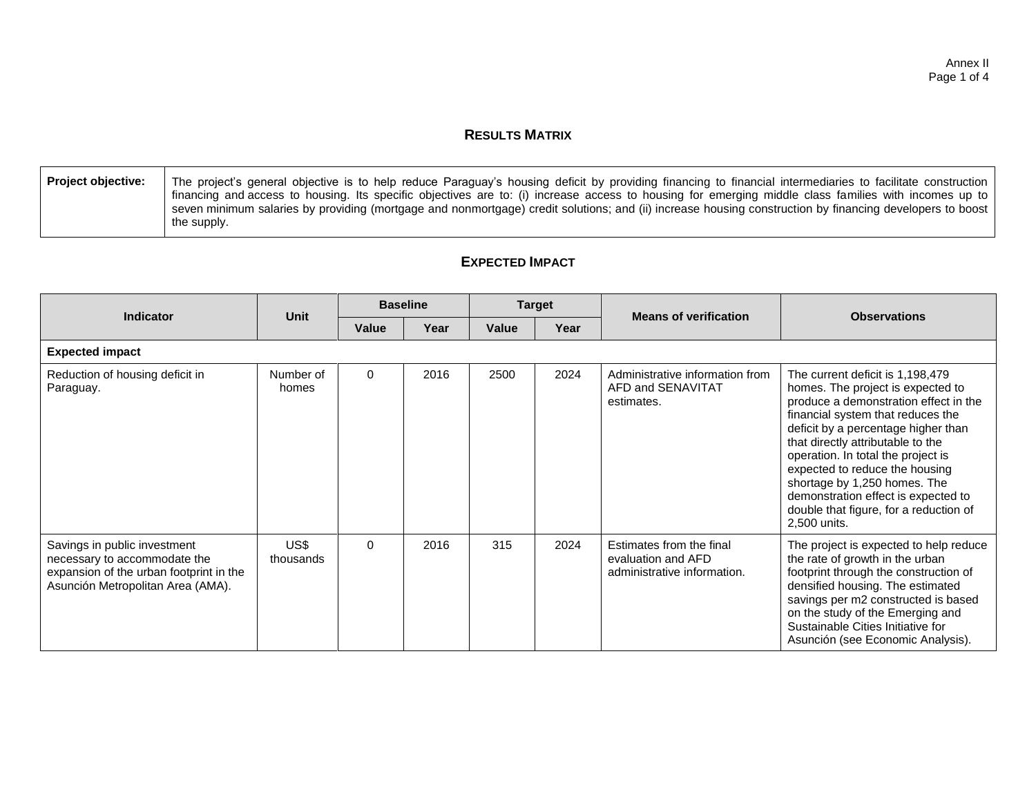## RESULTS MATRIX

| Project objective: | The project's general objective is to help reduce Paraguay's housing deficit by providing financing to financial intermediaries to facilitate construction financing and access to housing. Its specific objectives are to: (i) increase access to housing for emerging middle class families with incomes up to seven minimum salaries by providing (mortgage and nonmortgage) credit solutions; and (ii) increase housing construction by financing developers to boost the supply. |
|---|---|

## EXPECTED IMPACT

| Indicator | Unit | Baseline | | Target | | Means of verification | Observations |
|---|---|---|---|---|---|---|---|
| | | Value | Year | Value | Year | | |
| **Expected impact** | | | | | | | |
| Reduction of housing deficit in Paraguay. | Number of homes | 0 | 2016 | 2500 | 2024 | Administrative information from AFD and SENAVITAT estimates. | The current deficit is 1,198,479 homes. The project is expected to produce a demonstration effect in the financial system that reduces the deficit by a percentage higher than that directly attributable to the operation. In total the project is expected to reduce the housing shortage by 1,250 homes. The demonstration effect is expected to double that figure, for a reduction of 2,500 units. |
| Savings in public investment necessary to accommodate the expansion of the urban footprint in the Asunción Metropolitan Area (AMA). | US$ thousands | 0 | 2016 | 315 | 2024 | Estimates from the final evaluation and AFD administrative information. | The project is expected to help reduce the rate of growth in the urban footprint through the construction of densified housing. The estimated savings per m2 constructed is based on the study of the Emerging and Sustainable Cities Initiative for Asunción (see Economic Analysis). |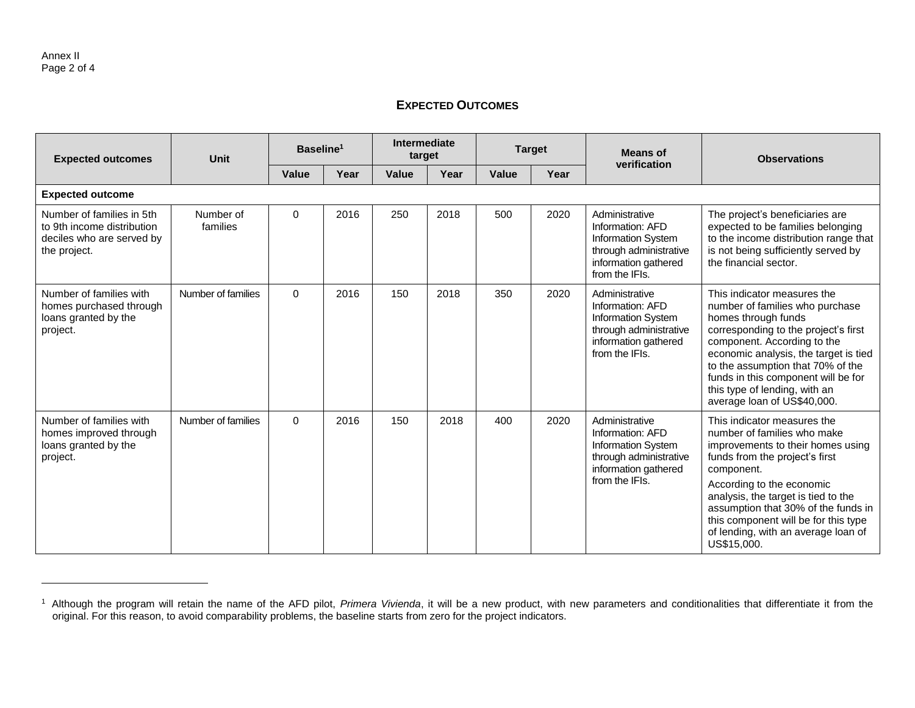## EXPECTED OUTCOMES

| Expected outcomes | Unit | Baseline[1] | | Intermediate target | | Target | | Means of verification | Observations |
|---|---|---|---|---|---|---|---|---|---|
| | | Value | Year | Value | Year | Value | Year | | |
| **Expected outcome** | | | | | | | | | |
| Number of families in 5th to 9th income distribution deciles who are served by the project. | Number of families | 0 | 2016 | 250 | 2018 | 500 | 2020 | Administrative Information: AFD Information System through administrative information gathered from the IFIs. | The project's beneficiaries are expected to be families belonging to the income distribution range that is not being sufficiently served by the financial sector. |
| Number of families with homes purchased through loans granted by the project. | Number of families | 0 | 2016 | 150 | 2018 | 350 | 2020 | Administrative Information: AFD Information System through administrative information gathered from the IFIs. | This indicator measures the number of families who purchase homes through funds corresponding to the project's first component. According to the economic analysis, the target is tied to the assumption that 70% of the funds in this component will be for this type of lending, with an average loan of US$40,000. |
| Number of families with homes improved through loans granted by the project. | Number of families | 0 | 2016 | 150 | 2018 | 400 | 2020 | Administrative Information: AFD Information System through administrative information gathered from the IFIs. | This indicator measures the number of families who make improvements to their homes using funds from the project's first component. According to the economic analysis, the target is tied to the assumption that 30% of the funds in this component will be for this type of lending, with an average loan of US$15,000. |

[1] Although the program will retain the name of the AFD pilot, *Primera Vivienda*, it will be a new product, with new parameters and conditionalities that differentiate it from the original. For this reason, to avoid comparability problems, the baseline starts from zero for the project indicators.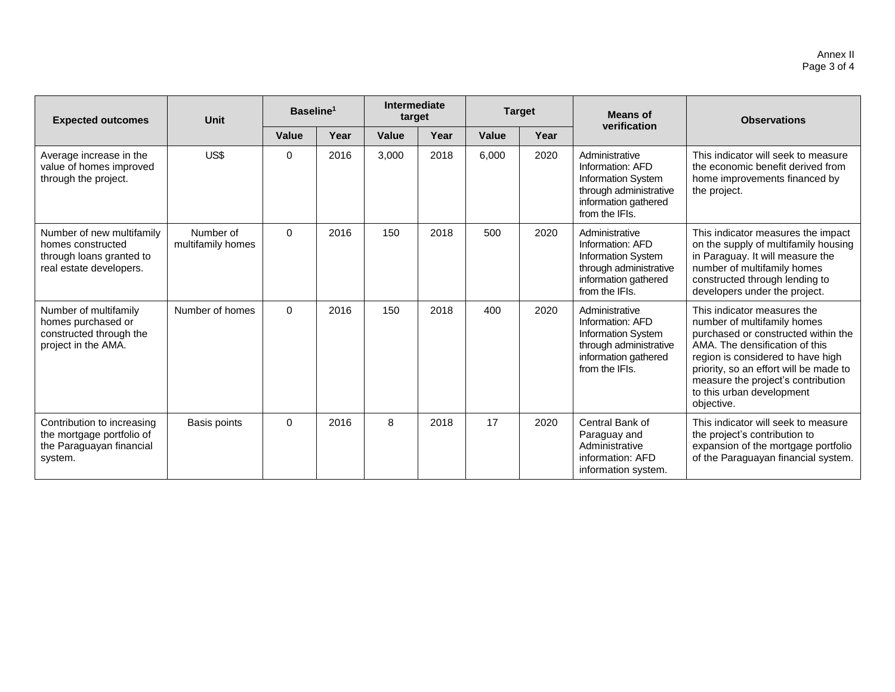| Expected outcomes | Unit | Baseline[1] | | Intermediate target | | Target | | Means of verification | Observations |
|---|---|---|---|---|---|---|---|---|---|
| | | Value | Year | Value | Year | Value | Year | | |
| Average increase in the value of homes improved through the project. | US$ | 0 | 2016 | 3,000 | 2018 | 6,000 | 2020 | Administrative Information: AFD Information System through administrative information gathered from the IFIs. | This indicator will seek to measure the economic benefit derived from home improvements financed by the project. |
| Number of new multifamily homes constructed through loans granted to real estate developers. | Number of multifamily homes | 0 | 2016 | 150 | 2018 | 500 | 2020 | Administrative Information: AFD Information System through administrative information gathered from the IFIs. | This indicator measures the impact on the supply of multifamily housing in Paraguay. It will measure the number of multifamily homes constructed through lending to developers under the project. |
| Number of multifamily homes purchased or constructed through the project in the AMA. | Number of homes | 0 | 2016 | 150 | 2018 | 400 | 2020 | Administrative Information: AFD Information System through administrative information gathered from the IFIs. | This indicator measures the number of multifamily homes purchased or constructed within the AMA. The densification of this region is considered to have high priority, so an effort will be made to measure the project's contribution to this urban development objective. |
| Contribution to increasing the mortgage portfolio of the Paraguayan financial system. | Basis points | 0 | 2016 | 8 | 2018 | 17 | 2020 | Central Bank of Paraguay and Administrative information: AFD information system. | This indicator will seek to measure the project's contribution to expansion of the mortgage portfolio of the Paraguayan financial system. |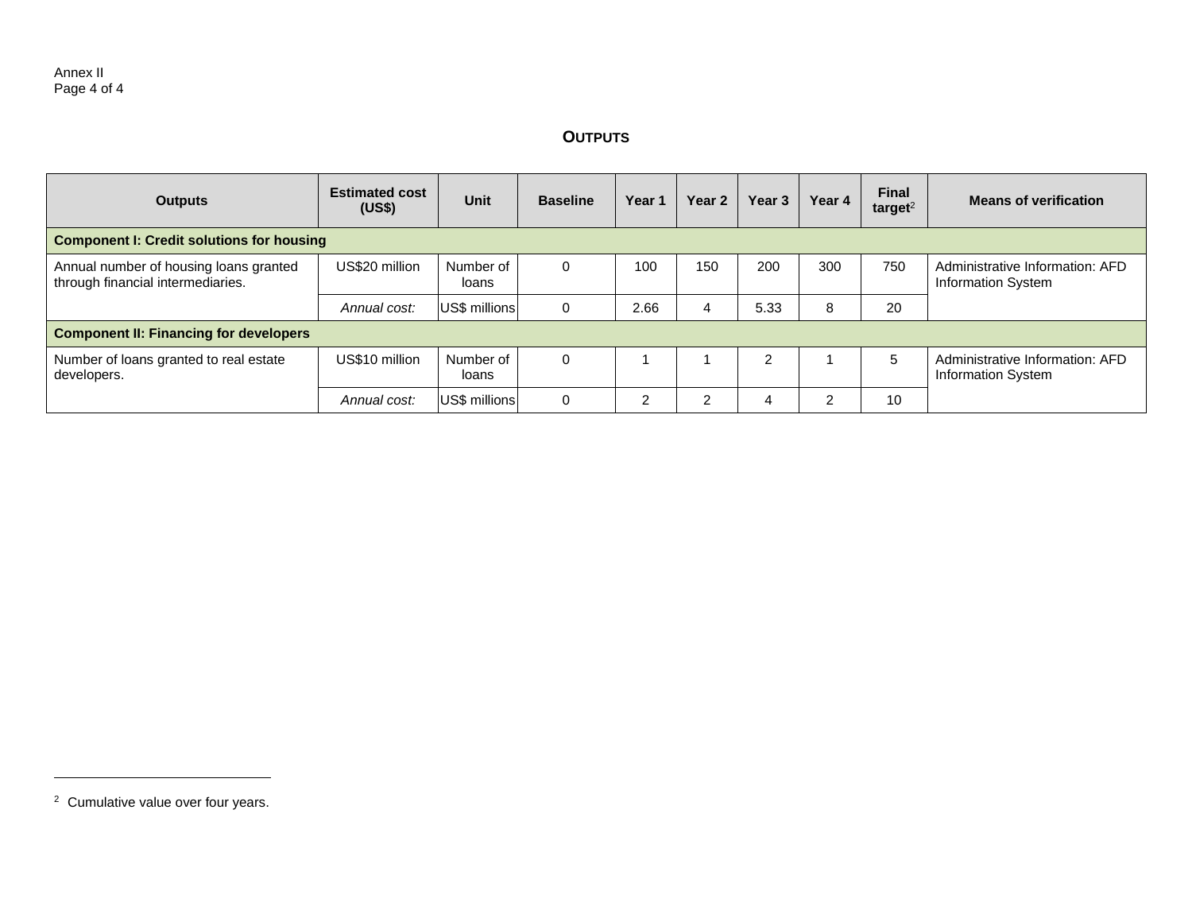## OUTPUTS

| Outputs | Estimated cost (US$) | Unit | Baseline | Year 1 | Year 2 | Year 3 | Year 4 | Final target[2] | Means of verification |
|---|---|---|---|---|---|---|---|---|---|
| **Component I: Credit solutions for housing** | | | | | | | | | |
| Annual number of housing loans granted through financial intermediaries. | US$20 million | Number of loans | 0 | 100 | 150 | 200 | 300 | 750 | Administrative Information: AFD Information System |
| | *Annual cost:* | US$ millions | 0 | 2.66 | 4 | 5.33 | 8 | 20 | |
| **Component II: Financing for developers** | | | | | | | | | |
| Number of loans granted to real estate developers. | US$10 million | Number of loans | 0 | 1 | 1 | 2 | 1 | 5 | Administrative Information: AFD Information System |
| | *Annual cost:* | US$ millions | 0 | 2 | 2 | 4 | 2 | 10 | |

[2] Cumulative value over four years.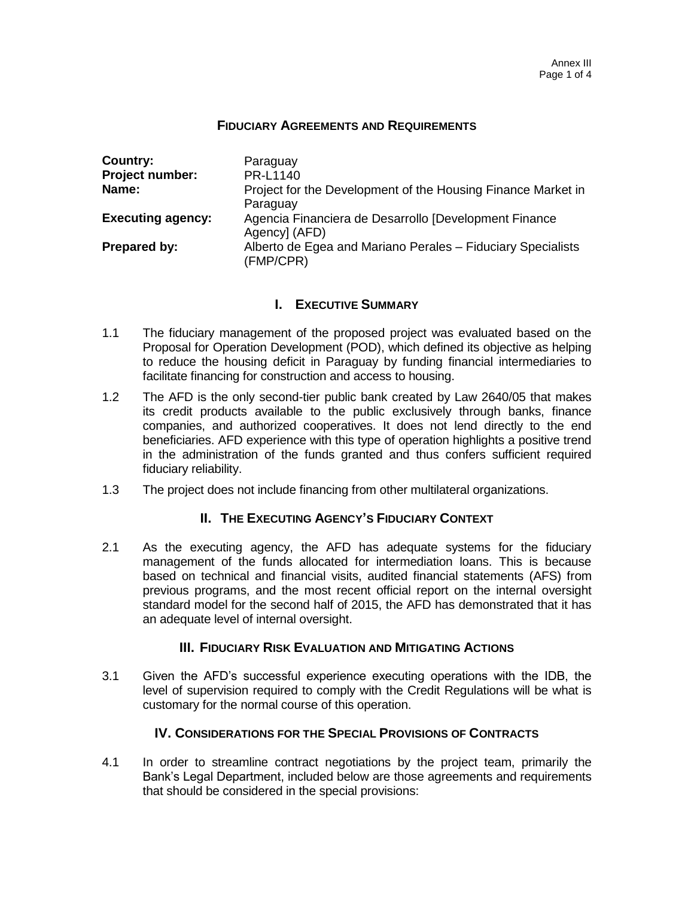# FIDUCIARY AGREEMENTS AND REQUIREMENTS

| | |
|---|---|
| **Country:** | Paraguay |
| **Project number:** | PR-L1140 |
| **Name:** | Project for the Development of the Housing Finance Market in Paraguay |
| **Executing agency:** | Agencia Financiera de Desarrollo [Development Finance Agency] (AFD) |
| **Prepared by:** | Alberto de Egea and Mariano Perales – Fiduciary Specialists (FMP/CPR) |

## I. EXECUTIVE SUMMARY

1.1 The fiduciary management of the proposed project was evaluated based on the Proposal for Operation Development (POD), which defined its objective as helping to reduce the housing deficit in Paraguay by funding financial intermediaries to facilitate financing for construction and access to housing.

1.2 The AFD is the only second-tier public bank created by Law 2640/05 that makes its credit products available to the public exclusively through banks, finance companies, and authorized cooperatives. It does not lend directly to the end beneficiaries. AFD experience with this type of operation highlights a positive trend in the administration of the funds granted and thus confers sufficient required fiduciary reliability.

1.3 The project does not include financing from other multilateral organizations.

## II. THE EXECUTING AGENCY'S FIDUCIARY CONTEXT

2.1 As the executing agency, the AFD has adequate systems for the fiduciary management of the funds allocated for intermediation loans. This is because based on technical and financial visits, audited financial statements (AFS) from previous programs, and the most recent official report on the internal oversight standard model for the second half of 2015, the AFD has demonstrated that it has an adequate level of internal oversight.

## III. FIDUCIARY RISK EVALUATION AND MITIGATING ACTIONS

3.1 Given the AFD's successful experience executing operations with the IDB, the level of supervision required to comply with the Credit Regulations will be what is customary for the normal course of this operation.

## IV. CONSIDERATIONS FOR THE SPECIAL PROVISIONS OF CONTRACTS

4.1 In order to streamline contract negotiations by the project team, primarily the Bank's Legal Department, included below are those agreements and requirements that should be considered in the special provisions: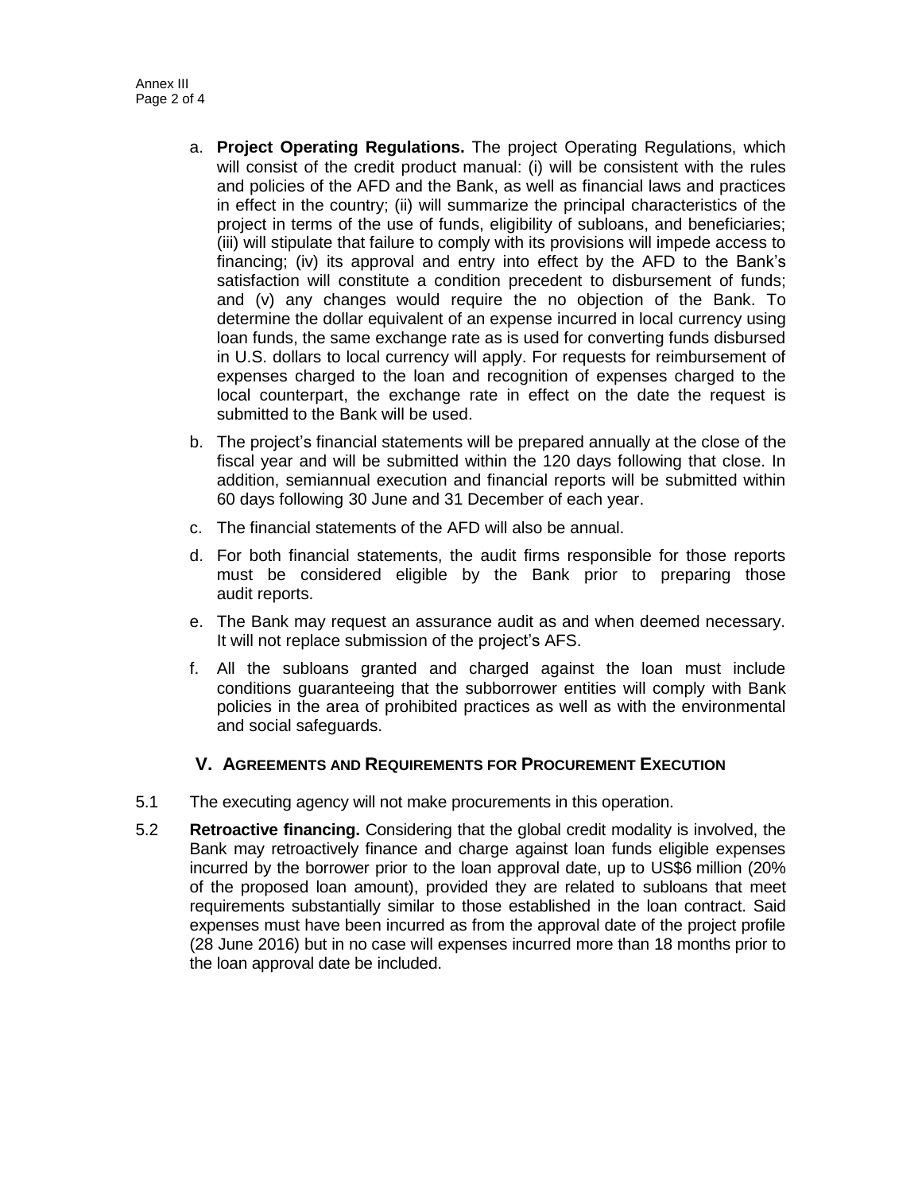a. **Project Operating Regulations.** The project Operating Regulations, which will consist of the credit product manual: (i) will be consistent with the rules and policies of the AFD and the Bank, as well as financial laws and practices in effect in the country; (ii) will summarize the principal characteristics of the project in terms of the use of funds, eligibility of subloans, and beneficiaries; (iii) will stipulate that failure to comply with its provisions will impede access to financing; (iv) its approval and entry into effect by the AFD to the Bank's satisfaction will constitute a condition precedent to disbursement of funds; and (v) any changes would require the no objection of the Bank. To determine the dollar equivalent of an expense incurred in local currency using loan funds, the same exchange rate as is used for converting funds disbursed in U.S. dollars to local currency will apply. For requests for reimbursement of expenses charged to the loan and recognition of expenses charged to the local counterpart, the exchange rate in effect on the date the request is submitted to the Bank will be used.

b. The project's financial statements will be prepared annually at the close of the fiscal year and will be submitted within the 120 days following that close. In addition, semiannual execution and financial reports will be submitted within 60 days following 30 June and 31 December of each year.

c. The financial statements of the AFD will also be annual.

d. For both financial statements, the audit firms responsible for those reports must be considered eligible by the Bank prior to preparing those audit reports.

e. The Bank may request an assurance audit as and when deemed necessary. It will not replace submission of the project's AFS.

f. All the subloans granted and charged against the loan must include conditions guaranteeing that the subborrower entities will comply with Bank policies in the area of prohibited practices as well as with the environmental and social safeguards.

## V. Agreements and Requirements for Procurement Execution

5.1 The executing agency will not make procurements in this operation.

5.2 **Retroactive financing.** Considering that the global credit modality is involved, the Bank may retroactively finance and charge against loan funds eligible expenses incurred by the borrower prior to the loan approval date, up to US$6 million (20% of the proposed loan amount), provided they are related to subloans that meet requirements substantially similar to those established in the loan contract. Said expenses must have been incurred as from the approval date of the project profile (28 June 2016) but in no case will expenses incurred more than 18 months prior to the loan approval date be included.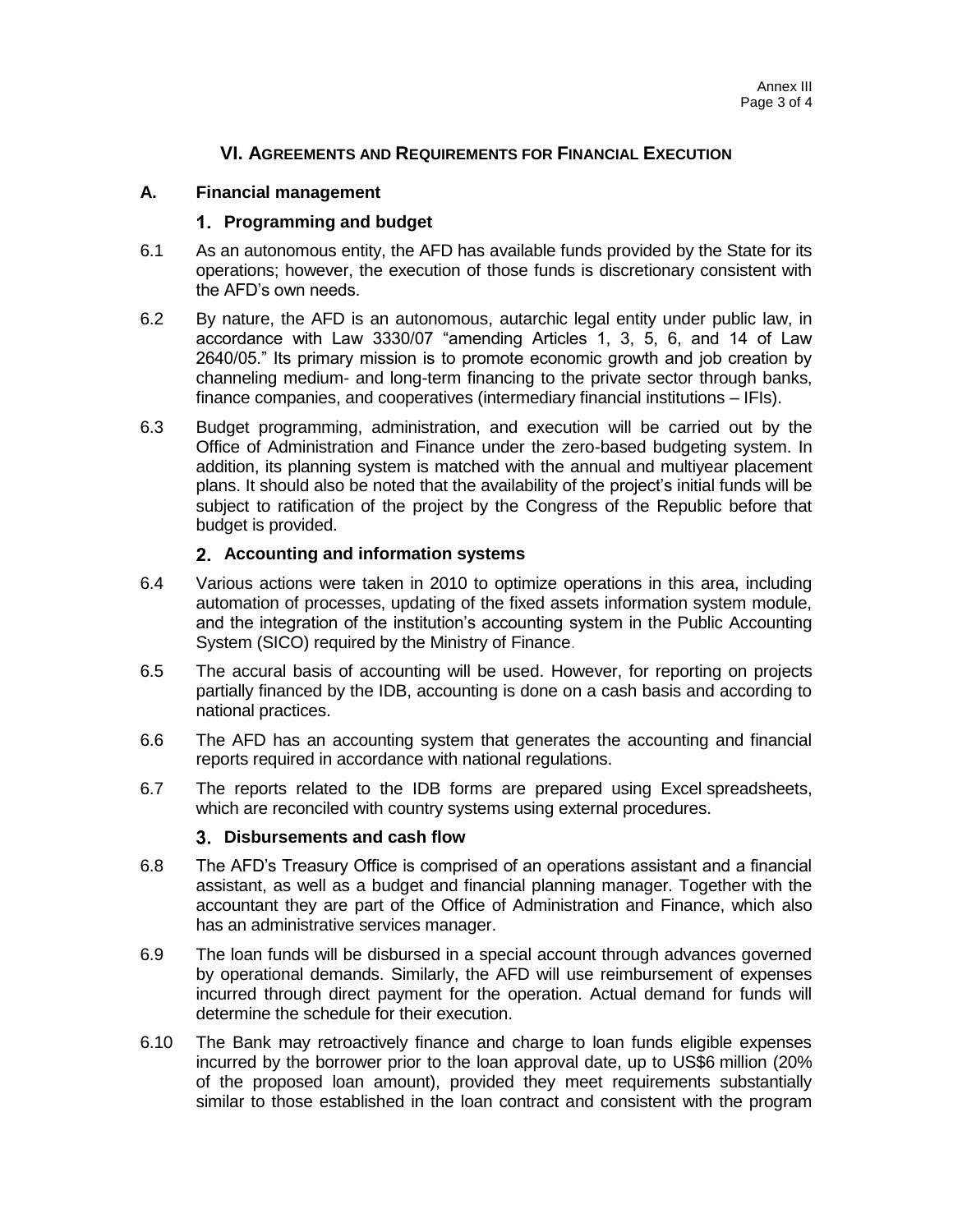## VI. Agreements and Requirements for Financial Execution

### A. Financial management

#### 1. Programming and budget

6.1 As an autonomous entity, the AFD has available funds provided by the State for its operations; however, the execution of those funds is discretionary consistent with the AFD's own needs.

6.2 By nature, the AFD is an autonomous, autarchic legal entity under public law, in accordance with Law 3330/07 "amending Articles 1, 3, 5, 6, and 14 of Law 2640/05." Its primary mission is to promote economic growth and job creation by channeling medium- and long-term financing to the private sector through banks, finance companies, and cooperatives (intermediary financial institutions – IFIs).

6.3 Budget programming, administration, and execution will be carried out by the Office of Administration and Finance under the zero-based budgeting system. In addition, its planning system is matched with the annual and multiyear placement plans. It should also be noted that the availability of the project's initial funds will be subject to ratification of the project by the Congress of the Republic before that budget is provided.

#### 2. Accounting and information systems

6.4 Various actions were taken in 2010 to optimize operations in this area, including automation of processes, updating of the fixed assets information system module, and the integration of the institution's accounting system in the Public Accounting System (SICO) required by the Ministry of Finance.

6.5 The accural basis of accounting will be used. However, for reporting on projects partially financed by the IDB, accounting is done on a cash basis and according to national practices.

6.6 The AFD has an accounting system that generates the accounting and financial reports required in accordance with national regulations.

6.7 The reports related to the IDB forms are prepared using Excel spreadsheets, which are reconciled with country systems using external procedures.

#### 3. Disbursements and cash flow

6.8 The AFD's Treasury Office is comprised of an operations assistant and a financial assistant, as well as a budget and financial planning manager. Together with the accountant they are part of the Office of Administration and Finance, which also has an administrative services manager.

6.9 The loan funds will be disbursed in a special account through advances governed by operational demands. Similarly, the AFD will use reimbursement of expenses incurred through direct payment for the operation. Actual demand for funds will determine the schedule for their execution.

6.10 The Bank may retroactively finance and charge to loan funds eligible expenses incurred by the borrower prior to the loan approval date, up to US$6 million (20% of the proposed loan amount), provided they meet requirements substantially similar to those established in the loan contract and consistent with the program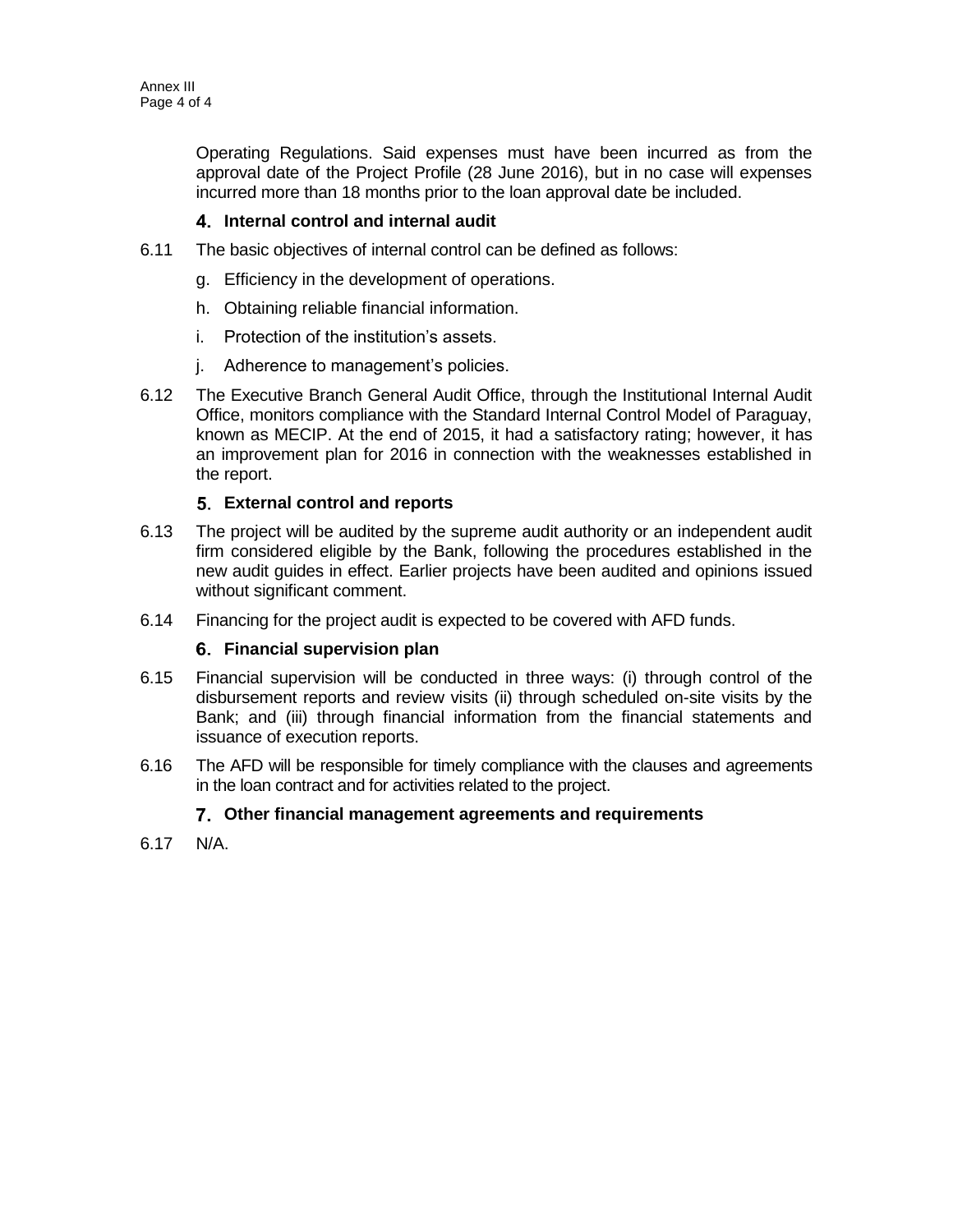Operating Regulations. Said expenses must have been incurred as from the approval date of the Project Profile (28 June 2016), but in no case will expenses incurred more than 18 months prior to the loan approval date be included.

### 4. Internal control and internal audit

6.11 The basic objectives of internal control can be defined as follows:

g. Efficiency in the development of operations.

h. Obtaining reliable financial information.

i. Protection of the institution's assets.

j. Adherence to management's policies.

6.12 The Executive Branch General Audit Office, through the Institutional Internal Audit Office, monitors compliance with the Standard Internal Control Model of Paraguay, known as MECIP. At the end of 2015, it had a satisfactory rating; however, it has an improvement plan for 2016 in connection with the weaknesses established in the report.

### 5. External control and reports

6.13 The project will be audited by the supreme audit authority or an independent audit firm considered eligible by the Bank, following the procedures established in the new audit guides in effect. Earlier projects have been audited and opinions issued without significant comment.

6.14 Financing for the project audit is expected to be covered with AFD funds.

### 6. Financial supervision plan

6.15 Financial supervision will be conducted in three ways: (i) through control of the disbursement reports and review visits (ii) through scheduled on-site visits by the Bank; and (iii) through financial information from the financial statements and issuance of execution reports.

6.16 The AFD will be responsible for timely compliance with the clauses and agreements in the loan contract and for activities related to the project.

### 7. Other financial management agreements and requirements

6.17 N/A.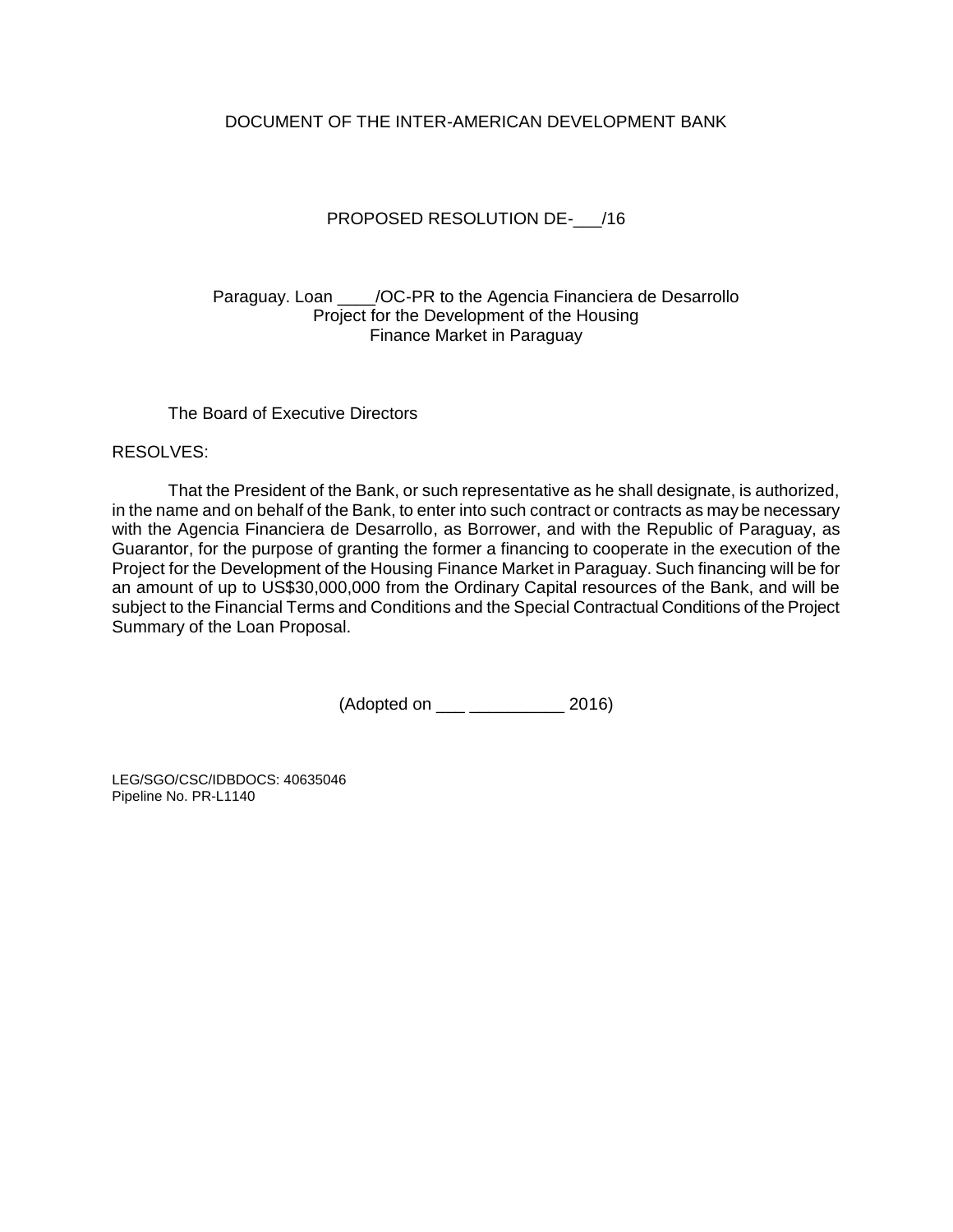DOCUMENT OF THE INTER-AMERICAN DEVELOPMENT BANK

PROPOSED RESOLUTION DE-___/16

Paraguay. Loan ____/OC-PR to the Agencia Financiera de Desarrollo
Project for the Development of the Housing
Finance Market in Paraguay

The Board of Executive Directors

RESOLVES:

That the President of the Bank, or such representative as he shall designate, is authorized, in the name and on behalf of the Bank, to enter into such contract or contracts as may be necessary with the Agencia Financiera de Desarrollo, as Borrower, and with the Republic of Paraguay, as Guarantor, for the purpose of granting the former a financing to cooperate in the execution of the Project for the Development of the Housing Finance Market in Paraguay. Such financing will be for an amount of up to US$30,000,000 from the Ordinary Capital resources of the Bank, and will be subject to the Financial Terms and Conditions and the Special Contractual Conditions of the Project Summary of the Loan Proposal.

(Adopted on ___ __________ 2016)

LEG/SGO/CSC/IDBDOCS: 40635046
Pipeline No. PR-L1140